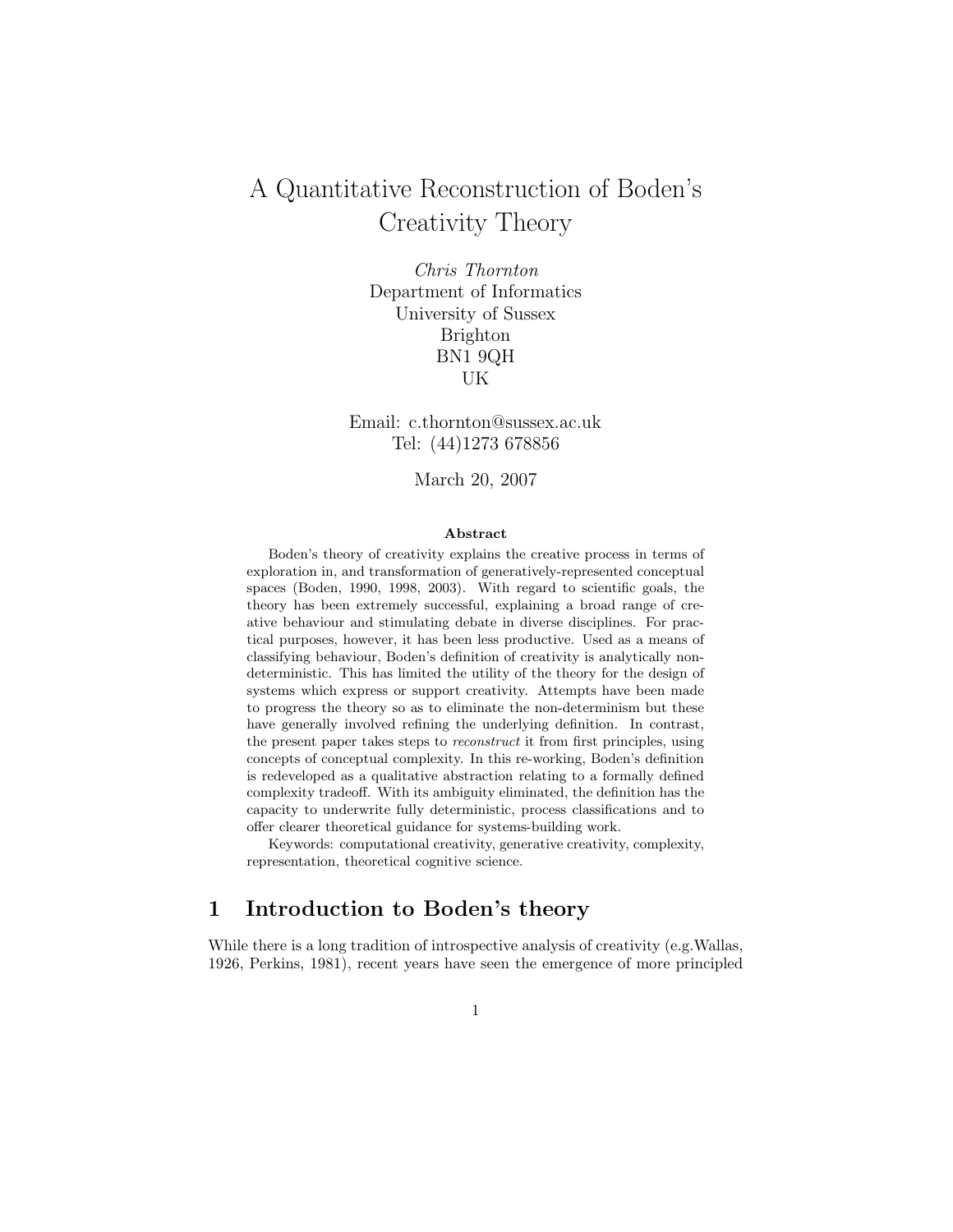# A Quantitative Reconstruction of Boden's Creativity Theory

*Chris Thornton*
Department of Informatics
University of Sussex
Brighton
BN1 9QH
UK

Email: c.thornton@sussex.ac.uk
Tel: (44)1273 678856

March 20, 2007

**Abstract**

Boden's theory of creativity explains the creative process in terms of exploration in, and transformation of generatively-represented conceptual spaces (Boden, 1990, 1998, 2003). With regard to scientific goals, the theory has been extremely successful, explaining a broad range of creative behaviour and stimulating debate in diverse disciplines. For practical purposes, however, it has been less productive. Used as a means of classifying behaviour, Boden's definition of creativity is analytically non-deterministic. This has limited the utility of the theory for the design of systems which express or support creativity. Attempts have been made to progress the theory so as to eliminate the non-determinism but these have generally involved refining the underlying definition. In contrast, the present paper takes steps to *reconstruct* it from first principles, using concepts of conceptual complexity. In this re-working, Boden's definition is redeveloped as a qualitative abstraction relating to a formally defined complexity tradeoff. With its ambiguity eliminated, the definition has the capacity to underwrite fully deterministic, process classifications and to offer clearer theoretical guidance for systems-building work.

Keywords: computational creativity, generative creativity, complexity, representation, theoretical cognitive science.

## 1 Introduction to Boden's theory

While there is a long tradition of introspective analysis of creativity (e.g.Wallas, 1926, Perkins, 1981), recent years have seen the emergence of more principled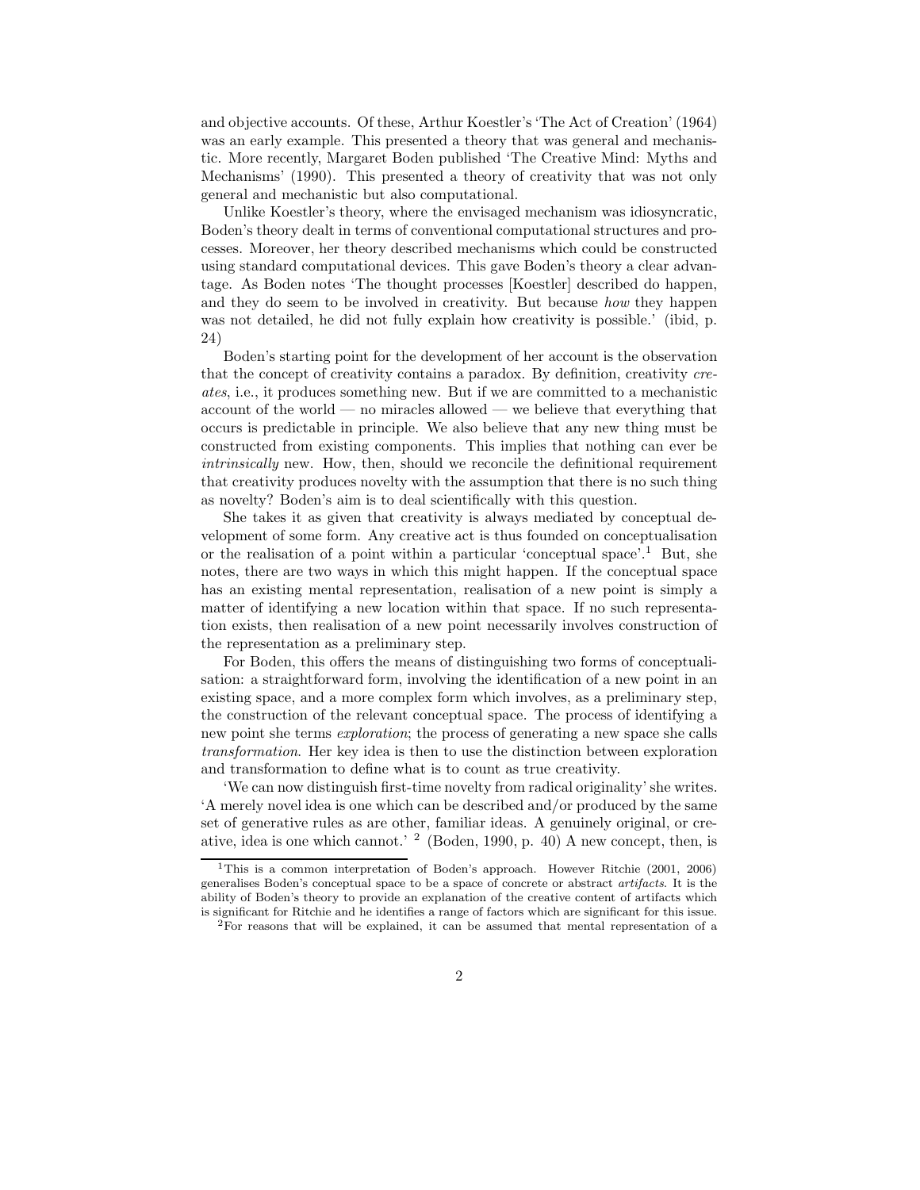and objective accounts. Of these, Arthur Koestler's 'The Act of Creation' (1964) was an early example. This presented a theory that was general and mechanistic. More recently, Margaret Boden published 'The Creative Mind: Myths and Mechanisms' (1990). This presented a theory of creativity that was not only general and mechanistic but also computational.

Unlike Koestler's theory, where the envisaged mechanism was idiosyncratic, Boden's theory dealt in terms of conventional computational structures and processes. Moreover, her theory described mechanisms which could be constructed using standard computational devices. This gave Boden's theory a clear advantage. As Boden notes 'The thought processes [Koestler] described do happen, and they do seem to be involved in creativity. But because *how* they happen was not detailed, he did not fully explain how creativity is possible.' (ibid, p. 24)

Boden's starting point for the development of her account is the observation that the concept of creativity contains a paradox. By definition, creativity *creates*, i.e., it produces something new. But if we are committed to a mechanistic account of the world — no miracles allowed — we believe that everything that occurs is predictable in principle. We also believe that any new thing must be constructed from existing components. This implies that nothing can ever be *intrinsically* new. How, then, should we reconcile the definitional requirement that creativity produces novelty with the assumption that there is no such thing as novelty? Boden's aim is to deal scientifically with this question.

She takes it as given that creativity is always mediated by conceptual development of some form. Any creative act is thus founded on conceptualisation or the realisation of a point within a particular 'conceptual space'.[1] But, she notes, there are two ways in which this might happen. If the conceptual space has an existing mental representation, realisation of a new point is simply a matter of identifying a new location within that space. If no such representation exists, then realisation of a new point necessarily involves construction of the representation as a preliminary step.

For Boden, this offers the means of distinguishing two forms of conceptualisation: a straightforward form, involving the identification of a new point in an existing space, and a more complex form which involves, as a preliminary step, the construction of the relevant conceptual space. The process of identifying a new point she terms *exploration*; the process of generating a new space she calls *transformation*. Her key idea is then to use the distinction between exploration and transformation to define what is to count as true creativity.

'We can now distinguish first-time novelty from radical originality' she writes. 'A merely novel idea is one which can be described and/or produced by the same set of generative rules as are other, familiar ideas. A genuinely original, or creative, idea is one which cannot.' [2] (Boden, 1990, p. 40) A new concept, then, is

---

[1] This is a common interpretation of Boden's approach. However Ritchie (2001, 2006) generalises Boden's conceptual space to be a space of concrete or abstract *artifacts*. It is the ability of Boden's theory to provide an explanation of the creative content of artifacts which is significant for Ritchie and he identifies a range of factors which are significant for this issue.

[2] For reasons that will be explained, it can be assumed that mental representation of a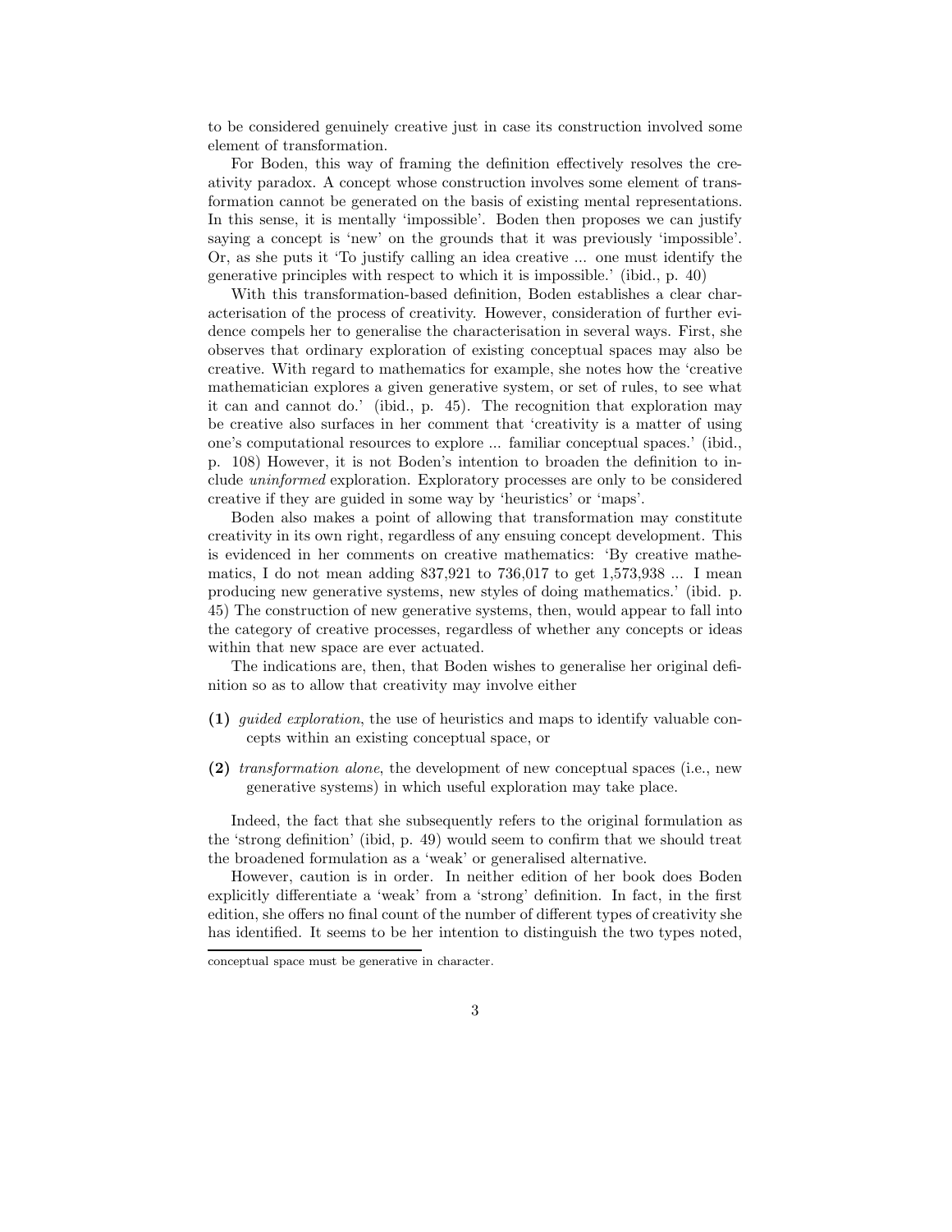to be considered genuinely creative just in case its construction involved some element of transformation.

For Boden, this way of framing the definition effectively resolves the creativity paradox. A concept whose construction involves some element of transformation cannot be generated on the basis of existing mental representations. In this sense, it is mentally 'impossible'. Boden then proposes we can justify saying a concept is 'new' on the grounds that it was previously 'impossible'. Or, as she puts it 'To justify calling an idea creative ... one must identify the generative principles with respect to which it is impossible.' (ibid., p. 40)

With this transformation-based definition, Boden establishes a clear characterisation of the process of creativity. However, consideration of further evidence compels her to generalise the characterisation in several ways. First, she observes that ordinary exploration of existing conceptual spaces may also be creative. With regard to mathematics for example, she notes how the 'creative mathematician explores a given generative system, or set of rules, to see what it can and cannot do.' (ibid., p. 45). The recognition that exploration may be creative also surfaces in her comment that 'creativity is a matter of using one's computational resources to explore ... familiar conceptual spaces.' (ibid., p. 108) However, it is not Boden's intention to broaden the definition to include *uninformed* exploration. Exploratory processes are only to be considered creative if they are guided in some way by 'heuristics' or 'maps'.

Boden also makes a point of allowing that transformation may constitute creativity in its own right, regardless of any ensuing concept development. This is evidenced in her comments on creative mathematics: 'By creative mathematics, I do not mean adding 837,921 to 736,017 to get 1,573,938 ... I mean producing new generative systems, new styles of doing mathematics.' (ibid. p. 45) The construction of new generative systems, then, would appear to fall into the category of creative processes, regardless of whether any concepts or ideas within that new space are ever actuated.

The indications are, then, that Boden wishes to generalise her original definition so as to allow that creativity may involve either

**(1)** *guided exploration*, the use of heuristics and maps to identify valuable concepts within an existing conceptual space, or

**(2)** *transformation alone*, the development of new conceptual spaces (i.e., new generative systems) in which useful exploration may take place.

Indeed, the fact that she subsequently refers to the original formulation as the 'strong definition' (ibid, p. 49) would seem to confirm that we should treat the broadened formulation as a 'weak' or generalised alternative.

However, caution is in order. In neither edition of her book does Boden explicitly differentiate a 'weak' from a 'strong' definition. In fact, in the first edition, she offers no final count of the number of different types of creativity she has identified. It seems to be her intention to distinguish the two types noted,

---

conceptual space must be generative in character.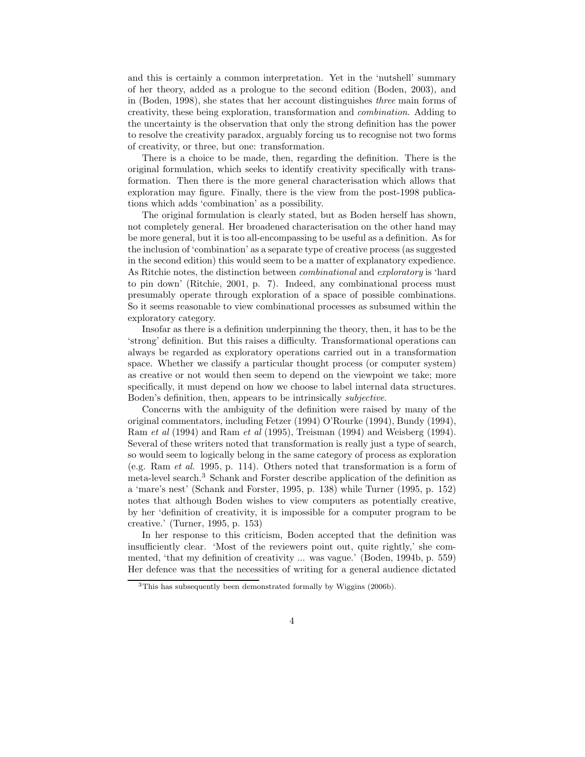and this is certainly a common interpretation. Yet in the 'nutshell' summary of her theory, added as a prologue to the second edition (Boden, 2003), and in (Boden, 1998), she states that her account distinguishes *three* main forms of creativity, these being exploration, transformation and *combination*. Adding to the uncertainty is the observation that only the strong definition has the power to resolve the creativity paradox, arguably forcing us to recognise not two forms of creativity, or three, but one: transformation.

There is a choice to be made, then, regarding the definition. There is the original formulation, which seeks to identify creativity specifically with transformation. Then there is the more general characterisation which allows that exploration may figure. Finally, there is the view from the post-1998 publications which adds 'combination' as a possibility.

The original formulation is clearly stated, but as Boden herself has shown, not completely general. Her broadened characterisation on the other hand may be more general, but it is too all-encompassing to be useful as a definition. As for the inclusion of 'combination' as a separate type of creative process (as suggested in the second edition) this would seem to be a matter of explanatory expedience. As Ritchie notes, the distinction between *combinational* and *exploratory* is 'hard to pin down' (Ritchie, 2001, p. 7). Indeed, any combinational process must presumably operate through exploration of a space of possible combinations. So it seems reasonable to view combinational processes as subsumed within the exploratory category.

Insofar as there is a definition underpinning the theory, then, it has to be the 'strong' definition. But this raises a difficulty. Transformational operations can always be regarded as exploratory operations carried out in a transformation space. Whether we classify a particular thought process (or computer system) as creative or not would then seem to depend on the viewpoint we take; more specifically, it must depend on how we choose to label internal data structures. Boden's definition, then, appears to be intrinsically *subjective*.

Concerns with the ambiguity of the definition were raised by many of the original commentators, including Fetzer (1994) O'Rourke (1994), Bundy (1994), Ram *et al* (1994) and Ram *et al* (1995), Treisman (1994) and Weisberg (1994). Several of these writers noted that transformation is really just a type of search, so would seem to logically belong in the same category of process as exploration (e.g. Ram *et al.* 1995, p. 114). Others noted that transformation is a form of meta-level search.[3] Schank and Forster describe application of the definition as a 'mare's nest' (Schank and Forster, 1995, p. 138) while Turner (1995, p. 152) notes that although Boden wishes to view computers as potentially creative, by her 'definition of creativity, it is impossible for a computer program to be creative.' (Turner, 1995, p. 153)

In her response to this criticism, Boden accepted that the definition was insufficiently clear. 'Most of the reviewers point out, quite rightly,' she commented, 'that my definition of creativity ... was vague.' (Boden, 1994b, p. 559) Her defence was that the necessities of writing for a general audience dictated

[3] This has subsequently been demonstrated formally by Wiggins (2006b).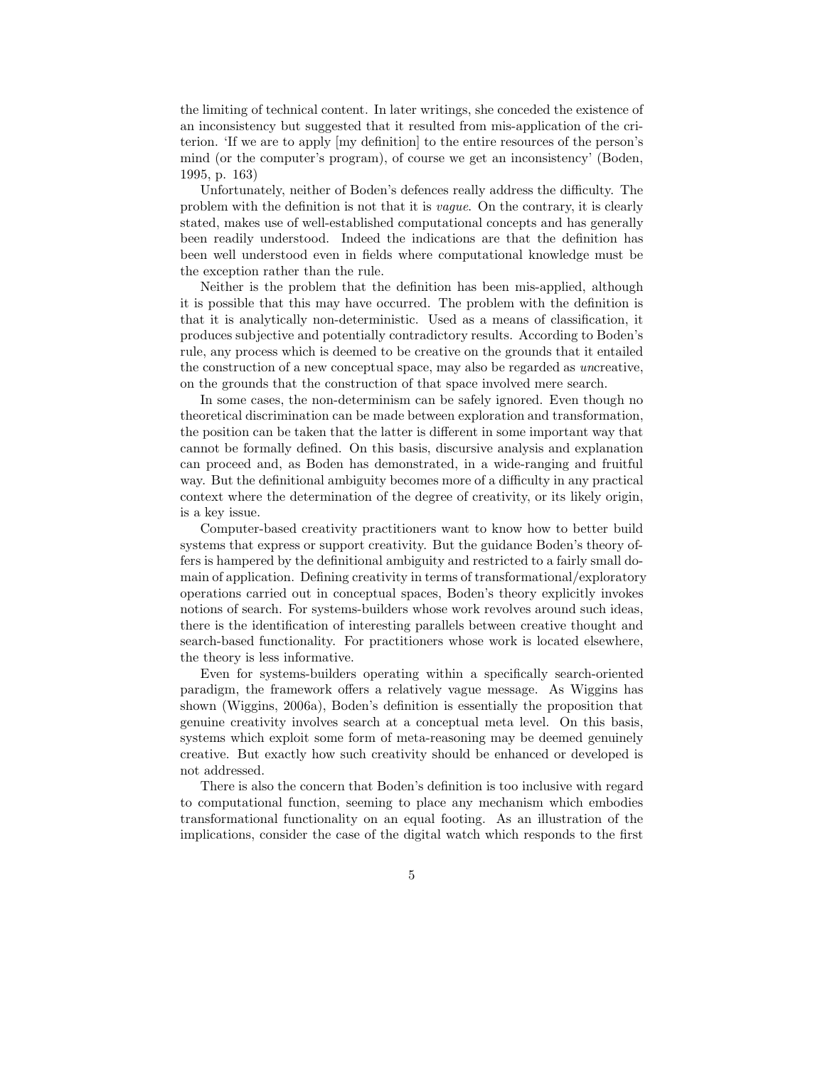the limiting of technical content. In later writings, she conceded the existence of an inconsistency but suggested that it resulted from mis-application of the criterion. 'If we are to apply [my definition] to the entire resources of the person's mind (or the computer's program), of course we get an inconsistency' (Boden, 1995, p. 163)

Unfortunately, neither of Boden's defences really address the difficulty. The problem with the definition is not that it is *vague*. On the contrary, it is clearly stated, makes use of well-established computational concepts and has generally been readily understood. Indeed the indications are that the definition has been well understood even in fields where computational knowledge must be the exception rather than the rule.

Neither is the problem that the definition has been mis-applied, although it is possible that this may have occurred. The problem with the definition is that it is analytically non-deterministic. Used as a means of classification, it produces subjective and potentially contradictory results. According to Boden's rule, any process which is deemed to be creative on the grounds that it entailed the construction of a new conceptual space, may also be regarded as *un*creative, on the grounds that the construction of that space involved mere search.

In some cases, the non-determinism can be safely ignored. Even though no theoretical discrimination can be made between exploration and transformation, the position can be taken that the latter is different in some important way that cannot be formally defined. On this basis, discursive analysis and explanation can proceed and, as Boden has demonstrated, in a wide-ranging and fruitful way. But the definitional ambiguity becomes more of a difficulty in any practical context where the determination of the degree of creativity, or its likely origin, is a key issue.

Computer-based creativity practitioners want to know how to better build systems that express or support creativity. But the guidance Boden's theory offers is hampered by the definitional ambiguity and restricted to a fairly small domain of application. Defining creativity in terms of transformational/exploratory operations carried out in conceptual spaces, Boden's theory explicitly invokes notions of search. For systems-builders whose work revolves around such ideas, there is the identification of interesting parallels between creative thought and search-based functionality. For practitioners whose work is located elsewhere, the theory is less informative.

Even for systems-builders operating within a specifically search-oriented paradigm, the framework offers a relatively vague message. As Wiggins has shown (Wiggins, 2006a), Boden's definition is essentially the proposition that genuine creativity involves search at a conceptual meta level. On this basis, systems which exploit some form of meta-reasoning may be deemed genuinely creative. But exactly how such creativity should be enhanced or developed is not addressed.

There is also the concern that Boden's definition is too inclusive with regard to computational function, seeming to place any mechanism which embodies transformational functionality on an equal footing. As an illustration of the implications, consider the case of the digital watch which responds to the first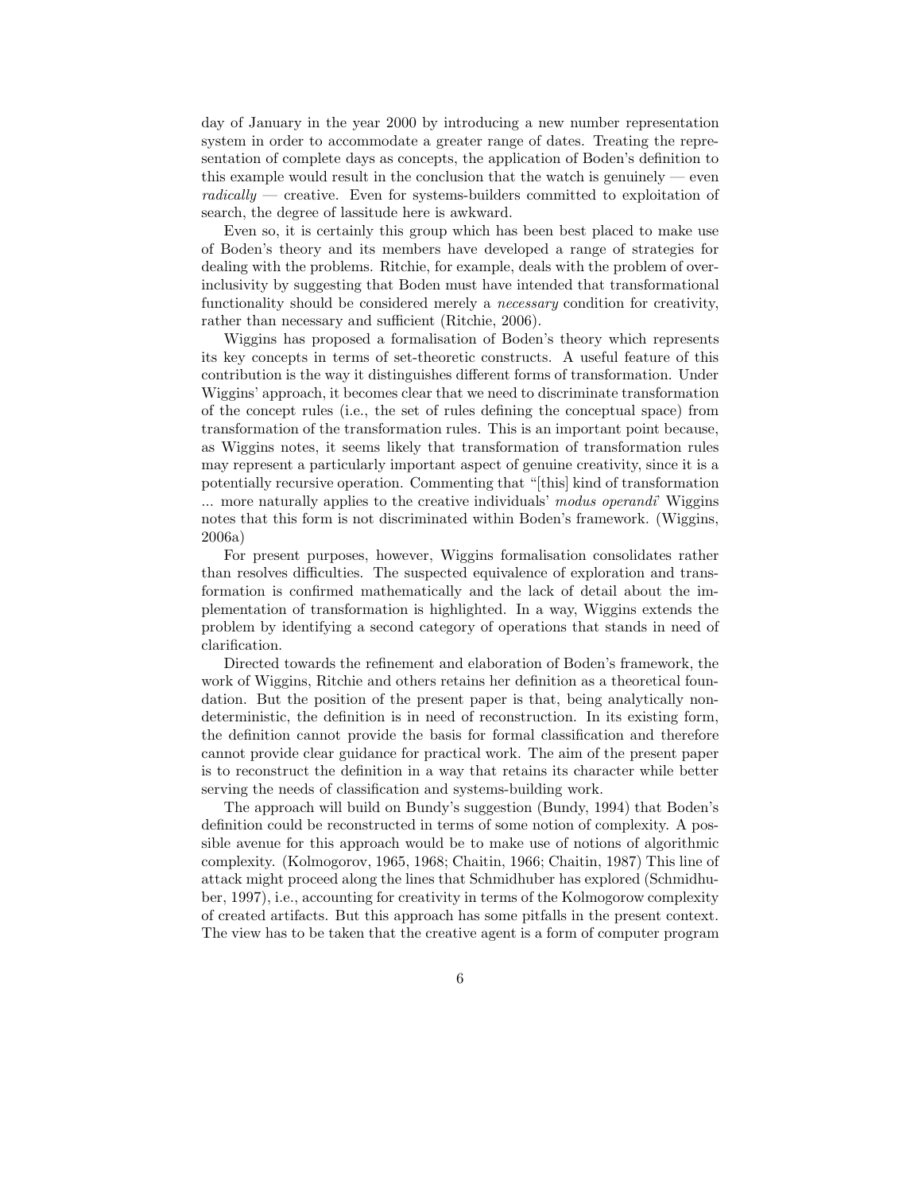day of January in the year 2000 by introducing a new number representation system in order to accommodate a greater range of dates. Treating the representation of complete days as concepts, the application of Boden's definition to this example would result in the conclusion that the watch is genuinely — even *radically* — creative. Even for systems-builders committed to exploitation of search, the degree of lassitude here is awkward.

Even so, it is certainly this group which has been best placed to make use of Boden's theory and its members have developed a range of strategies for dealing with the problems. Ritchie, for example, deals with the problem of over-inclusivity by suggesting that Boden must have intended that transformational functionality should be considered merely a *necessary* condition for creativity, rather than necessary and sufficient (Ritchie, 2006).

Wiggins has proposed a formalisation of Boden's theory which represents its key concepts in terms of set-theoretic constructs. A useful feature of this contribution is the way it distinguishes different forms of transformation. Under Wiggins' approach, it becomes clear that we need to discriminate transformation of the concept rules (i.e., the set of rules defining the conceptual space) from transformation of the transformation rules. This is an important point because, as Wiggins notes, it seems likely that transformation of transformation rules may represent a particularly important aspect of genuine creativity, since it is a potentially recursive operation. Commenting that "[this] kind of transformation ... more naturally applies to the creative individuals' *modus operandi*" Wiggins notes that this form is not discriminated within Boden's framework. (Wiggins, 2006a)

For present purposes, however, Wiggins formalisation consolidates rather than resolves difficulties. The suspected equivalence of exploration and transformation is confirmed mathematically and the lack of detail about the implementation of transformation is highlighted. In a way, Wiggins extends the problem by identifying a second category of operations that stands in need of clarification.

Directed towards the refinement and elaboration of Boden's framework, the work of Wiggins, Ritchie and others retains her definition as a theoretical foundation. But the position of the present paper is that, being analytically non-deterministic, the definition is in need of reconstruction. In its existing form, the definition cannot provide the basis for formal classification and therefore cannot provide clear guidance for practical work. The aim of the present paper is to reconstruct the definition in a way that retains its character while better serving the needs of classification and systems-building work.

The approach will build on Bundy's suggestion (Bundy, 1994) that Boden's definition could be reconstructed in terms of some notion of complexity. A possible avenue for this approach would be to make use of notions of algorithmic complexity. (Kolmogorov, 1965, 1968; Chaitin, 1966; Chaitin, 1987) This line of attack might proceed along the lines that Schmidhuber has explored (Schmidhuber, 1997), i.e., accounting for creativity in terms of the Kolmogorow complexity of created artifacts. But this approach has some pitfalls in the present context. The view has to be taken that the creative agent is a form of computer program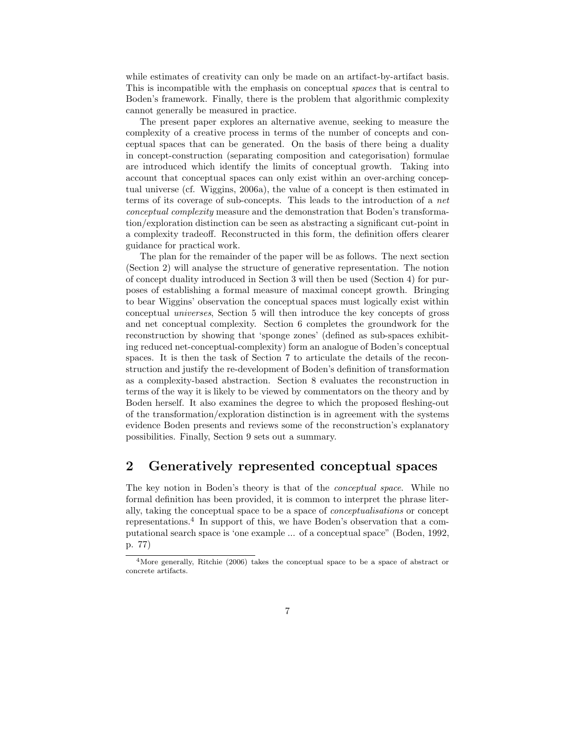while estimates of creativity can only be made on an artifact-by-artifact basis. This is incompatible with the emphasis on conceptual *spaces* that is central to Boden's framework. Finally, there is the problem that algorithmic complexity cannot generally be measured in practice.

The present paper explores an alternative avenue, seeking to measure the complexity of a creative process in terms of the number of concepts and conceptual spaces that can be generated. On the basis of there being a duality in concept-construction (separating composition and categorisation) formulae are introduced which identify the limits of conceptual growth. Taking into account that conceptual spaces can only exist within an over-arching conceptual universe (cf. Wiggins, 2006a), the value of a concept is then estimated in terms of its coverage of sub-concepts. This leads to the introduction of a *net conceptual complexity* measure and the demonstration that Boden's transformation/exploration distinction can be seen as abstracting a significant cut-point in a complexity tradeoff. Reconstructed in this form, the definition offers clearer guidance for practical work.

The plan for the remainder of the paper will be as follows. The next section (Section 2) will analyse the structure of generative representation. The notion of concept duality introduced in Section 3 will then be used (Section 4) for purposes of establishing a formal measure of maximal concept growth. Bringing to bear Wiggins' observation the conceptual spaces must logically exist within conceptual *universes*, Section 5 will then introduce the key concepts of gross and net conceptual complexity. Section 6 completes the groundwork for the reconstruction by showing that 'sponge zones' (defined as sub-spaces exhibiting reduced net-conceptual-complexity) form an analogue of Boden's conceptual spaces. It is then the task of Section 7 to articulate the details of the reconstruction and justify the re-development of Boden's definition of transformation as a complexity-based abstraction. Section 8 evaluates the reconstruction in terms of the way it is likely to be viewed by commentators on the theory and by Boden herself. It also examines the degree to which the proposed fleshing-out of the transformation/exploration distinction is in agreement with the systems evidence Boden presents and reviews some of the reconstruction's explanatory possibilities. Finally, Section 9 sets out a summary.

## 2 Generatively represented conceptual spaces

The key notion in Boden's theory is that of the *conceptual space*. While no formal definition has been provided, it is common to interpret the phrase literally, taking the conceptual space to be a space of *conceptualisations* or concept representations.[4] In support of this, we have Boden's observation that a computational search space is 'one example ... of a conceptual space" (Boden, 1992, p. 77)

[4] More generally, Ritchie (2006) takes the conceptual space to be a space of abstract or concrete artifacts.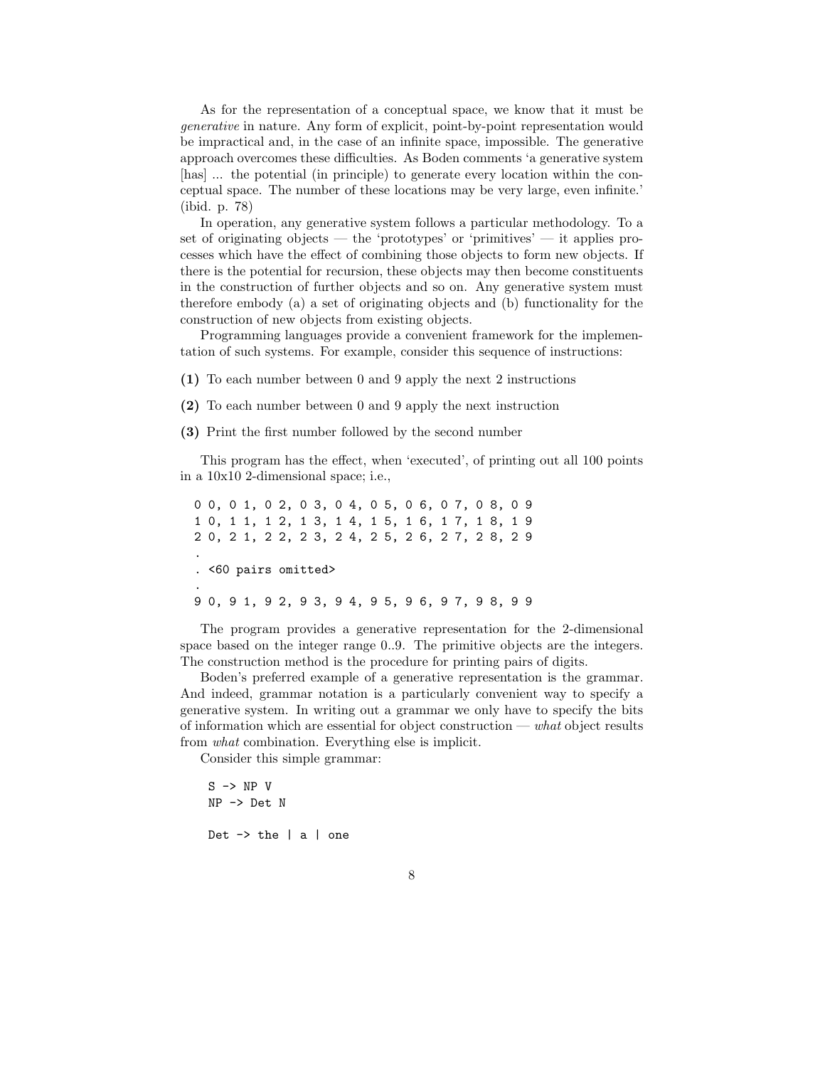As for the representation of a conceptual space, we know that it must be *generative* in nature. Any form of explicit, point-by-point representation would be impractical and, in the case of an infinite space, impossible. The generative approach overcomes these difficulties. As Boden comments 'a generative system [has] ... the potential (in principle) to generate every location within the conceptual space. The number of these locations may be very large, even infinite.' (ibid. p. 78)

In operation, any generative system follows a particular methodology. To a set of originating objects — the 'prototypes' or 'primitives' — it applies processes which have the effect of combining those objects to form new objects. If there is the potential for recursion, these objects may then become constituents in the construction of further objects and so on. Any generative system must therefore embody (a) a set of originating objects and (b) functionality for the construction of new objects from existing objects.

Programming languages provide a convenient framework for the implementation of such systems. For example, consider this sequence of instructions:

**(1)** To each number between 0 and 9 apply the next 2 instructions

**(2)** To each number between 0 and 9 apply the next instruction

**(3)** Print the first number followed by the second number

This program has the effect, when 'executed', of printing out all 100 points in a 10x10 2-dimensional space; i.e.,

```
0 0, 0 1, 0 2, 0 3, 0 4, 0 5, 0 6, 0 7, 0 8, 0 9
1 0, 1 1, 1 2, 1 3, 1 4, 1 5, 1 6, 1 7, 1 8, 1 9
2 0, 2 1, 2 2, 2 3, 2 4, 2 5, 2 6, 2 7, 2 8, 2 9
.
. <60 pairs omitted>
.
9 0, 9 1, 9 2, 9 3, 9 4, 9 5, 9 6, 9 7, 9 8, 9 9
```

The program provides a generative representation for the 2-dimensional space based on the integer range 0..9. The primitive objects are the integers. The construction method is the procedure for printing pairs of digits.

Boden's preferred example of a generative representation is the grammar. And indeed, grammar notation is a particularly convenient way to specify a generative system. In writing out a grammar we only have to specify the bits of information which are essential for object construction — *what* object results from *what* combination. Everything else is implicit.

Consider this simple grammar:

```
S -> NP V
NP -> Det N

Det -> the | a | one
```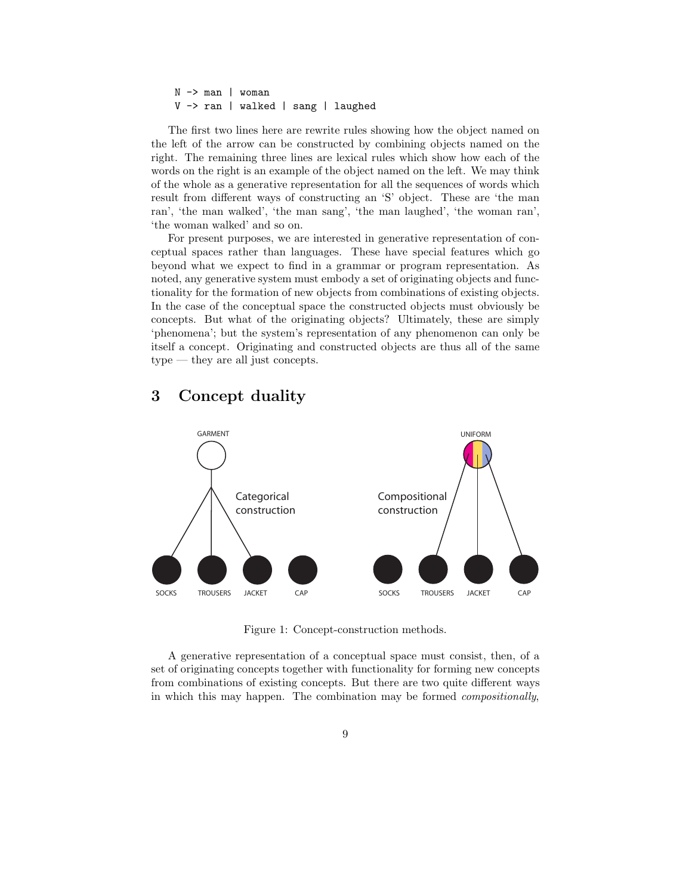```
N -> man | woman
V -> ran | walked | sang | laughed
```

The first two lines here are rewrite rules showing how the object named on the left of the arrow can be constructed by combining objects named on the right. The remaining three lines are lexical rules which show how each of the words on the right is an example of the object named on the left. We may think of the whole as a generative representation for all the sequences of words which result from different ways of constructing an 'S' object. These are 'the man ran', 'the man walked', 'the man sang', 'the man laughed', 'the woman ran', 'the woman walked' and so on.

For present purposes, we are interested in generative representation of conceptual spaces rather than languages. These have special features which go beyond what we expect to find in a grammar or program representation. As noted, any generative system must embody a set of originating objects and functionality for the formation of new objects from combinations of existing objects. In the case of the conceptual space the constructed objects must obviously be concepts. But what of the originating objects? Ultimately, these are simply 'phenomena'; but the system's representation of any phenomenon can only be itself a concept. Originating and constructed objects are thus all of the same type — they are all just concepts.

# 3 Concept duality

Figure 1: Concept-construction methods.

A generative representation of a conceptual space must consist, then, of a set of originating concepts together with functionality for forming new concepts from combinations of existing concepts. But there are two quite different ways in which this may happen. The combination may be formed *compositionally*,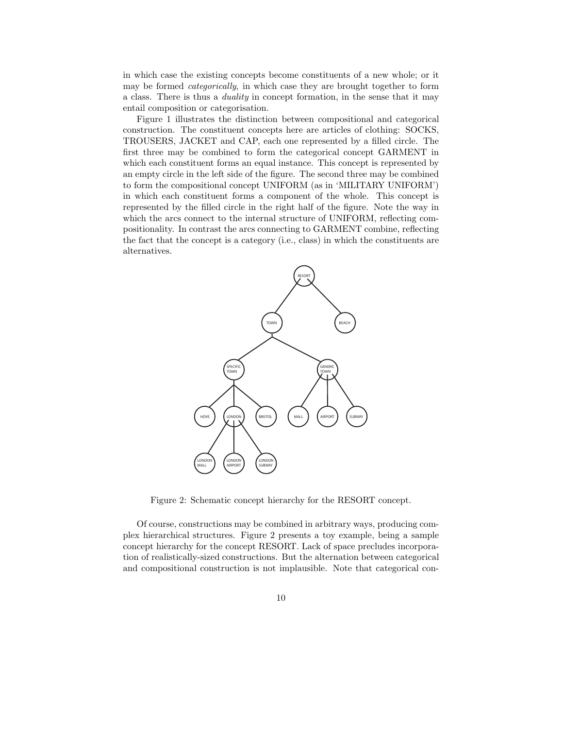in which case the existing concepts become constituents of a new whole; or it may be formed *categorically*, in which case they are brought together to form a class. There is thus a *duality* in concept formation, in the sense that it may entail composition or categorisation.

Figure 1 illustrates the distinction between compositional and categorical construction. The constituent concepts here are articles of clothing: SOCKS, TROUSERS, JACKET and CAP, each one represented by a filled circle. The first three may be combined to form the categorical concept GARMENT in which each constituent forms an equal instance. This concept is represented by an empty circle in the left side of the figure. The second three may be combined to form the compositional concept UNIFORM (as in 'MILITARY UNIFORM') in which each constituent forms a component of the whole. This concept is represented by the filled circle in the right half of the figure. Note the way in which the arcs connect to the internal structure of UNIFORM, reflecting compositionality. In contrast the arcs connecting to GARMENT combine, reflecting the fact that the concept is a category (i.e., class) in which the constituents are alternatives.

Figure 2: Schematic concept hierarchy for the RESORT concept.

Of course, constructions may be combined in arbitrary ways, producing complex hierarchical structures. Figure 2 presents a toy example, being a sample concept hierarchy for the concept RESORT. Lack of space precludes incorporation of realistically-sized constructions. But the alternation between categorical and compositional construction is not implausible. Note that categorical con-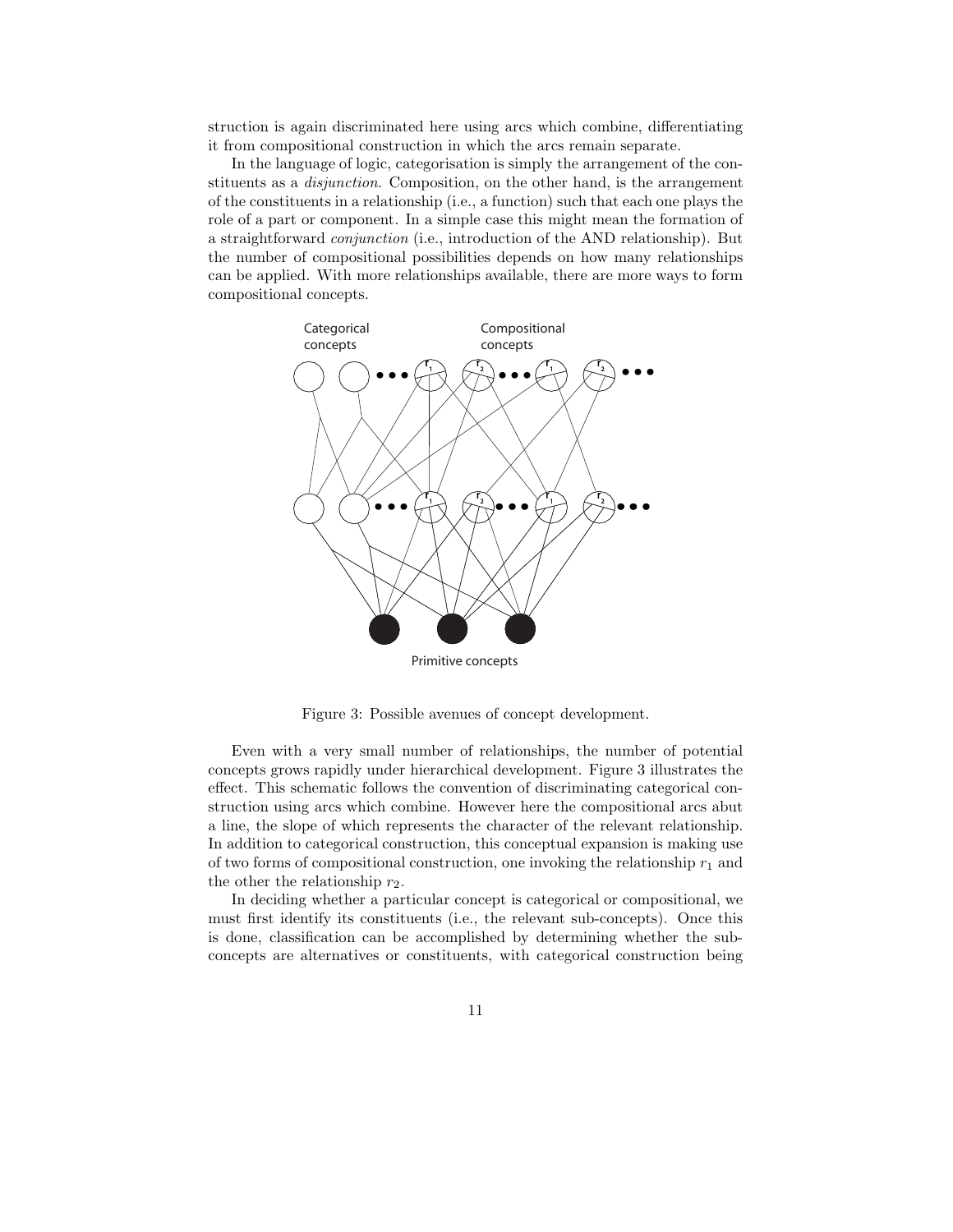struction is again discriminated here using arcs which combine, differentiating it from compositional construction in which the arcs remain separate.

In the language of logic, categorisation is simply the arrangement of the constituents as a *disjunction*. Composition, on the other hand, is the arrangement of the constituents in a relationship (i.e., a function) such that each one plays the role of a part or component. In a simple case this might mean the formation of a straightforward *conjunction* (i.e., introduction of the AND relationship). But the number of compositional possibilities depends on how many relationships can be applied. With more relationships available, there are more ways to form compositional concepts.

Figure 3: Possible avenues of concept development.

Even with a very small number of relationships, the number of potential concepts grows rapidly under hierarchical development. Figure 3 illustrates the effect. This schematic follows the convention of discriminating categorical construction using arcs which combine. However here the compositional arcs abut a line, the slope of which represents the character of the relevant relationship. In addition to categorical construction, this conceptual expansion is making use of two forms of compositional construction, one invoking the relationship $r_1$ and the other the relationship $r_2$.

In deciding whether a particular concept is categorical or compositional, we must first identify its constituents (i.e., the relevant sub-concepts). Once this is done, classification can be accomplished by determining whether the sub-concepts are alternatives or constituents, with categorical construction being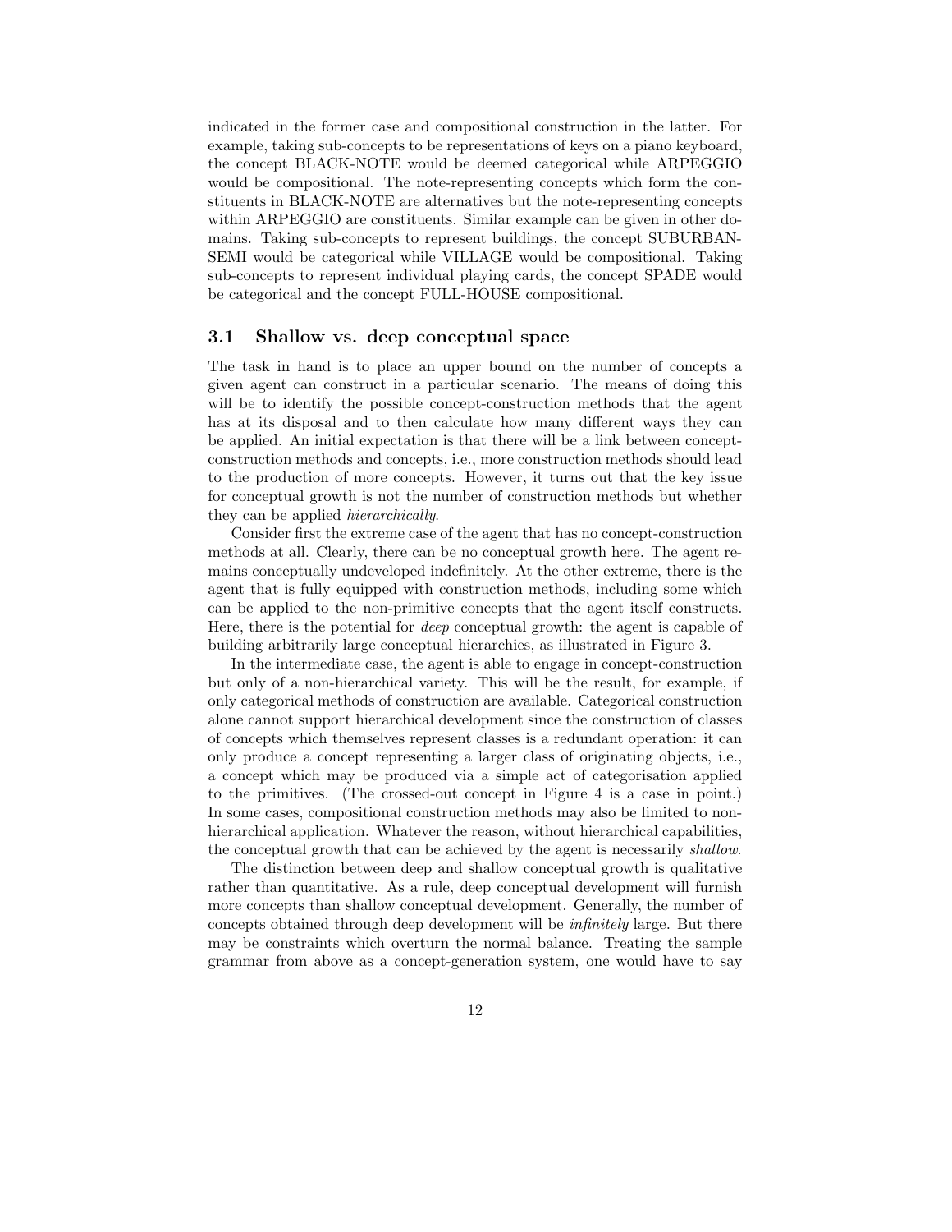indicated in the former case and compositional construction in the latter. For example, taking sub-concepts to be representations of keys on a piano keyboard, the concept BLACK-NOTE would be deemed categorical while ARPEGGIO would be compositional. The note-representing concepts which form the constituents in BLACK-NOTE are alternatives but the note-representing concepts within ARPEGGIO are constituents. Similar example can be given in other domains. Taking sub-concepts to represent buildings, the concept SUBURBAN-SEMI would be categorical while VILLAGE would be compositional. Taking sub-concepts to represent individual playing cards, the concept SPADE would be categorical and the concept FULL-HOUSE compositional.

### 3.1 Shallow vs. deep conceptual space

The task in hand is to place an upper bound on the number of concepts a given agent can construct in a particular scenario. The means of doing this will be to identify the possible concept-construction methods that the agent has at its disposal and to then calculate how many different ways they can be applied. An initial expectation is that there will be a link between concept-construction methods and concepts, i.e., more construction methods should lead to the production of more concepts. However, it turns out that the key issue for conceptual growth is not the number of construction methods but whether they can be applied *hierarchically*.

Consider first the extreme case of the agent that has no concept-construction methods at all. Clearly, there can be no conceptual growth here. The agent remains conceptually undeveloped indefinitely. At the other extreme, there is the agent that is fully equipped with construction methods, including some which can be applied to the non-primitive concepts that the agent itself constructs. Here, there is the potential for *deep* conceptual growth: the agent is capable of building arbitrarily large conceptual hierarchies, as illustrated in Figure 3.

In the intermediate case, the agent is able to engage in concept-construction but only of a non-hierarchical variety. This will be the result, for example, if only categorical methods of construction are available. Categorical construction alone cannot support hierarchical development since the construction of classes of concepts which themselves represent classes is a redundant operation: it can only produce a concept representing a larger class of originating objects, i.e., a concept which may be produced via a simple act of categorisation applied to the primitives. (The crossed-out concept in Figure 4 is a case in point.) In some cases, compositional construction methods may also be limited to non-hierarchical application. Whatever the reason, without hierarchical capabilities, the conceptual growth that can be achieved by the agent is necessarily *shallow*.

The distinction between deep and shallow conceptual growth is qualitative rather than quantitative. As a rule, deep conceptual development will furnish more concepts than shallow conceptual development. Generally, the number of concepts obtained through deep development will be *infinitely* large. But there may be constraints which overturn the normal balance. Treating the sample grammar from above as a concept-generation system, one would have to say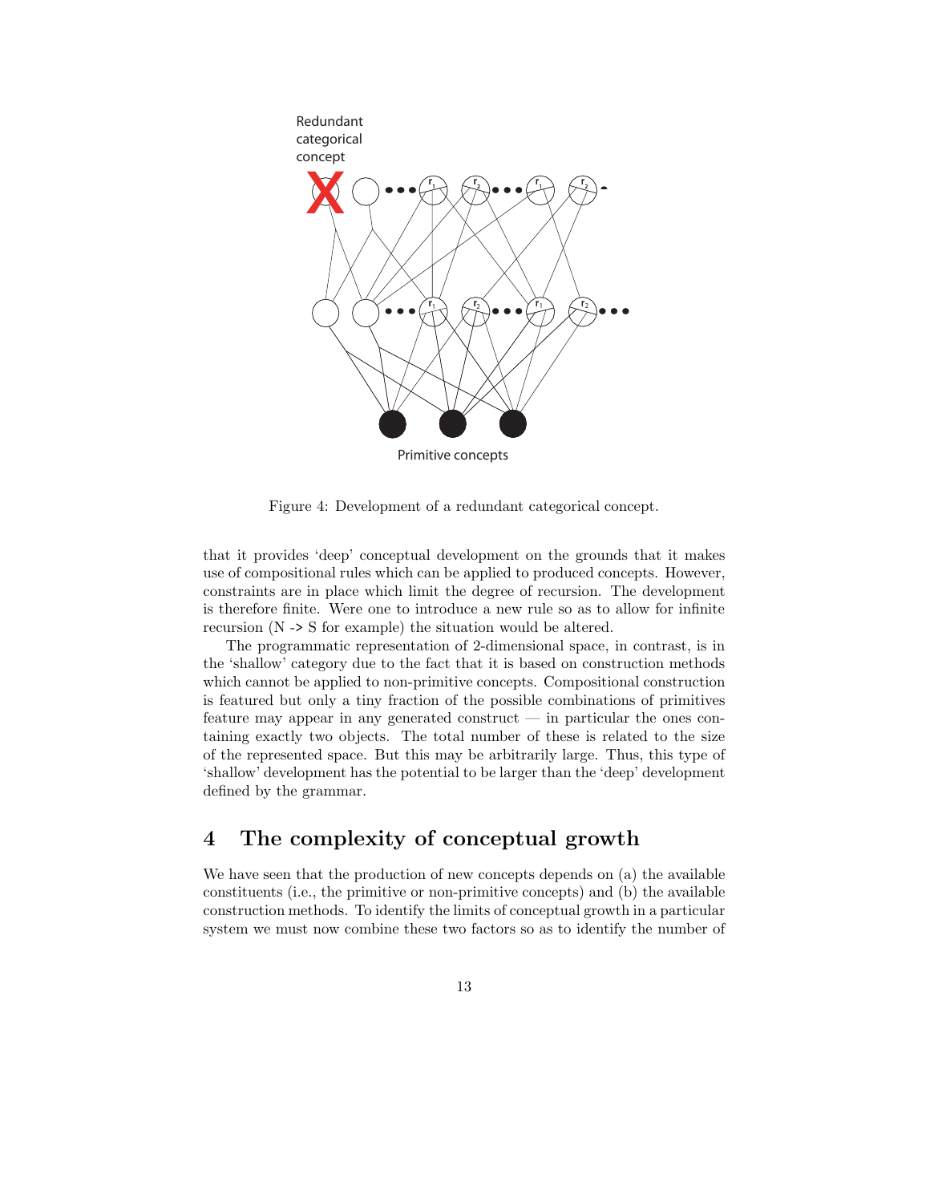Figure 4: Development of a redundant categorical concept.

that it provides 'deep' conceptual development on the grounds that it makes use of compositional rules which can be applied to produced concepts. However, constraints are in place which limit the degree of recursion. The development is therefore finite. Were one to introduce a new rule so as to allow for infinite recursion (N -> S for example) the situation would be altered.

The programmatic representation of 2-dimensional space, in contrast, is in the 'shallow' category due to the fact that it is based on construction methods which cannot be applied to non-primitive concepts. Compositional construction is featured but only a tiny fraction of the possible combinations of primitives feature may appear in any generated construct — in particular the ones containing exactly two objects. The total number of these is related to the size of the represented space. But this may be arbitrarily large. Thus, this type of 'shallow' development has the potential to be larger than the 'deep' development defined by the grammar.

## 4 The complexity of conceptual growth

We have seen that the production of new concepts depends on (a) the available constituents (i.e., the primitive or non-primitive concepts) and (b) the available construction methods. To identify the limits of conceptual growth in a particular system we must now combine these two factors so as to identify the number of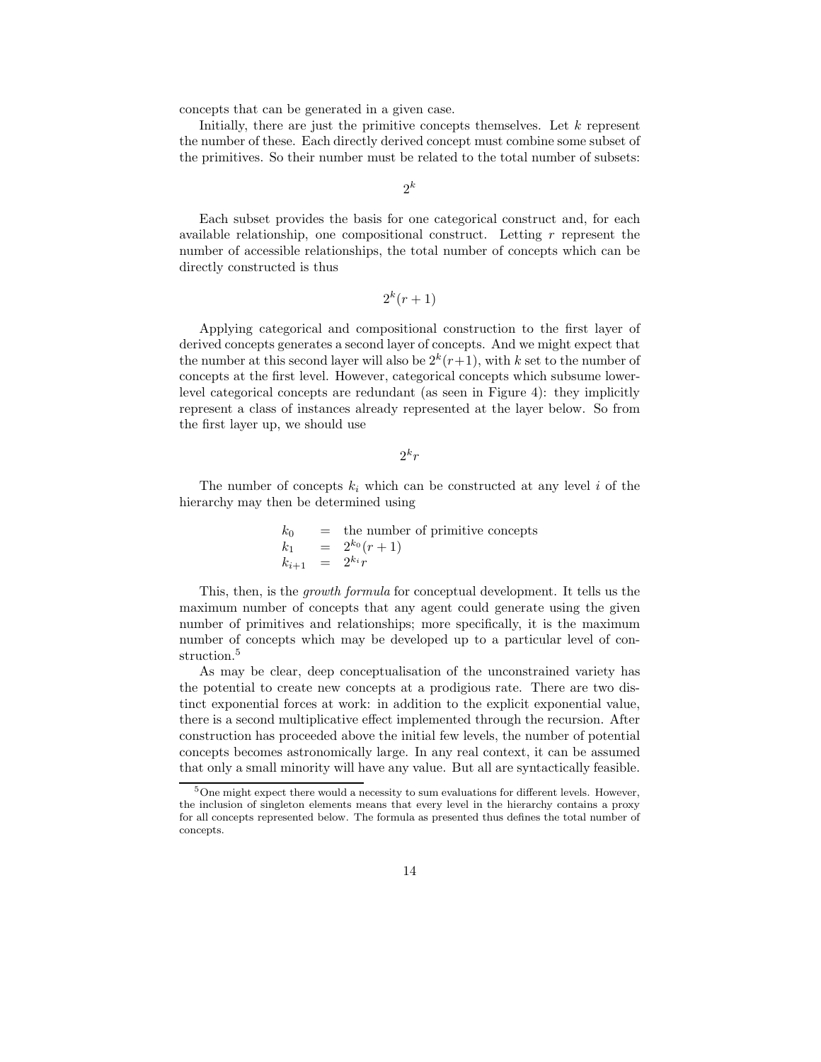concepts that can be generated in a given case.

Initially, there are just the primitive concepts themselves. Let $k$ represent the number of these. Each directly derived concept must combine some subset of the primitives. So their number must be related to the total number of subsets:

$$2^k$$

Each subset provides the basis for one categorical construct and, for each available relationship, one compositional construct. Letting $r$ represent the number of accessible relationships, the total number of concepts which can be directly constructed is thus

$$2^k(r+1)$$

Applying categorical and compositional construction to the first layer of derived concepts generates a second layer of concepts. And we might expect that the number at this second layer will also be $2^k(r+1)$, with $k$ set to the number of concepts at the first level. However, categorical concepts which subsume lower-level categorical concepts are redundant (as seen in Figure 4): they implicitly represent a class of instances already represented at the layer below. So from the first layer up, we should use

$$2^k r$$

The number of concepts $k_i$ which can be constructed at any level $i$ of the hierarchy may then be determined using

$$\begin{aligned}
k_0 &= \text{the number of primitive concepts} \\
k_1 &= 2^{k_0}(r+1) \\
k_{i+1} &= 2^{k_i} r
\end{aligned}$$

This, then, is the *growth formula* for conceptual development. It tells us the maximum number of concepts that any agent could generate using the given number of primitives and relationships; more specifically, it is the maximum number of concepts which may be developed up to a particular level of construction.[5]

As may be clear, deep conceptualisation of the unconstrained variety has the potential to create new concepts at a prodigious rate. There are two distinct exponential forces at work: in addition to the explicit exponential value, there is a second multiplicative effect implemented through the recursion. After construction has proceeded above the initial few levels, the number of potential concepts becomes astronomically large. In any real context, it can be assumed that only a small minority will have any value. But all are syntactically feasible.

[5] One might expect there would a necessity to sum evaluations for different levels. However, the inclusion of singleton elements means that every level in the hierarchy contains a proxy for all concepts represented below. The formula as presented thus defines the total number of concepts.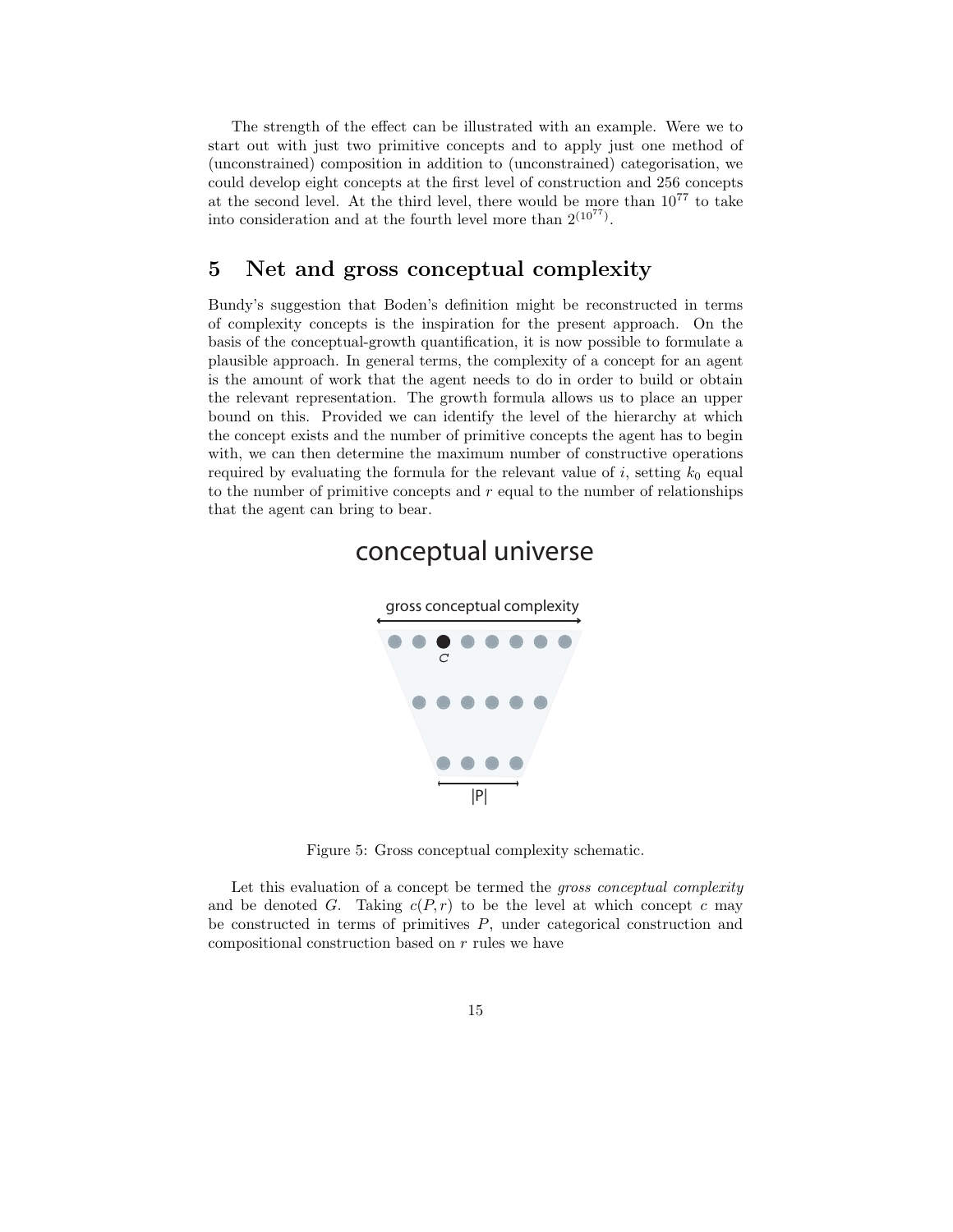The strength of the effect can be illustrated with an example. Were we to start out with just two primitive concepts and to apply just one method of (unconstrained) composition in addition to (unconstrained) categorisation, we could develop eight concepts at the first level of construction and 256 concepts at the second level. At the third level, there would be more than $10^{77}$ to take into consideration and at the fourth level more than $2^{(10^{77})}$.

## 5 Net and gross conceptual complexity

Bundy's suggestion that Boden's definition might be reconstructed in terms of complexity concepts is the inspiration for the present approach. On the basis of the conceptual-growth quantification, it is now possible to formulate a plausible approach. In general terms, the complexity of a concept for an agent is the amount of work that the agent needs to do in order to build or obtain the relevant representation. The growth formula allows us to place an upper bound on this. Provided we can identify the level of the hierarchy at which the concept exists and the number of primitive concepts the agent has to begin with, we can then determine the maximum number of constructive operations required by evaluating the formula for the relevant value of $i$, setting $k_0$ equal to the number of primitive concepts and $r$ equal to the number of relationships that the agent can bring to bear.

Figure 5: Gross conceptual complexity schematic.

Let this evaluation of a concept be termed the *gross conceptual complexity* and be denoted $G$. Taking $c(P, r)$ to be the level at which concept $c$ may be constructed in terms of primitives $P$, under categorical construction and compositional construction based on $r$ rules we have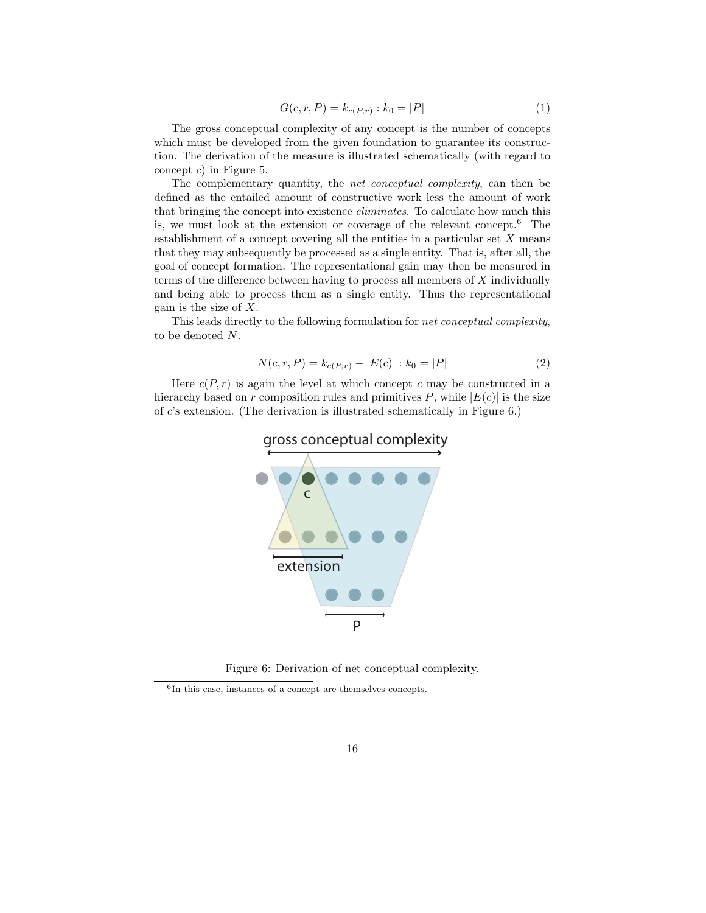$$G(c, r, P) = k_{c(P,r)} : k_0 = |P| \tag{1}$$

The gross conceptual complexity of any concept is the number of concepts which must be developed from the given foundation to guarantee its construction. The derivation of the measure is illustrated schematically (with regard to concept $c$) in Figure 5.

The complementary quantity, the *net conceptual complexity*, can then be defined as the entailed amount of constructive work less the amount of work that bringing the concept into existence *eliminates*. To calculate how much this is, we must look at the extension or coverage of the relevant concept.[6] The establishment of a concept covering all the entities in a particular set $X$ means that they may subsequently be processed as a single entity. That is, after all, the goal of concept formation. The representational gain may then be measured in terms of the difference between having to process all members of $X$ individually and being able to process them as a single entity. Thus the representational gain is the size of $X$.

This leads directly to the following formulation for *net conceptual complexity*, to be denoted $N$.

$$N(c, r, P) = k_{c(P,r)} - |E(c)| : k_0 = |P| \tag{2}$$

Here $c(P, r)$ is again the level at which concept $c$ may be constructed in a hierarchy based on $r$ composition rules and primitives $P$, while $|E(c)|$ is the size of $c$'s extension. (The derivation is illustrated schematically in Figure 6.)

Figure 6: Derivation of net conceptual complexity.

[6] In this case, instances of a concept are themselves concepts.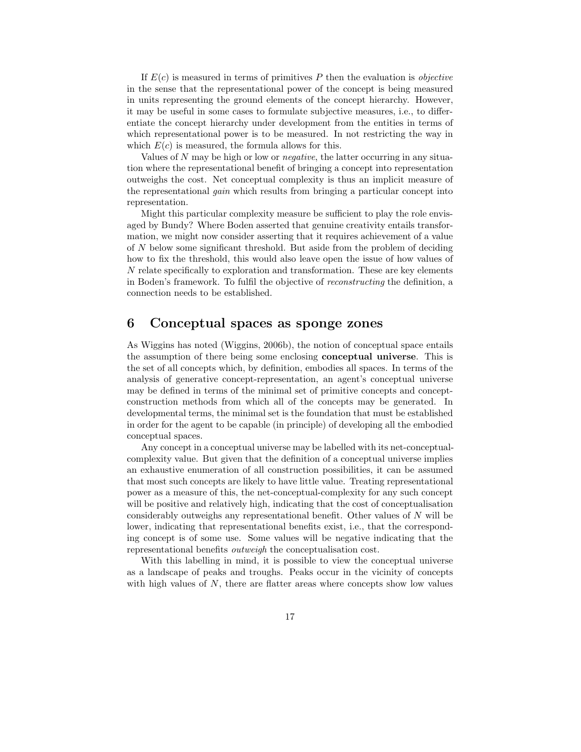If $E(c)$ is measured in terms of primitives $P$ then the evaluation is *objective* in the sense that the representational power of the concept is being measured in units representing the ground elements of the concept hierarchy. However, it may be useful in some cases to formulate subjective measures, i.e., to differentiate the concept hierarchy under development from the entities in terms of which representational power is to be measured. In not restricting the way in which $E(c)$ is measured, the formula allows for this.

Values of $N$ may be high or low or *negative*, the latter occurring in any situation where the representational benefit of bringing a concept into representation outweighs the cost. Net conceptual complexity is thus an implicit measure of the representational *gain* which results from bringing a particular concept into representation.

Might this particular complexity measure be sufficient to play the role envisaged by Bundy? Where Boden asserted that genuine creativity entails transformation, we might now consider asserting that it requires achievement of a value of $N$ below some significant threshold. But aside from the problem of deciding how to fix the threshold, this would also leave open the issue of how values of $N$ relate specifically to exploration and transformation. These are key elements in Boden's framework. To fulfil the objective of *reconstructing* the definition, a connection needs to be established.

# 6 Conceptual spaces as sponge zones

As Wiggins has noted (Wiggins, 2006b), the notion of conceptual space entails the assumption of there being some enclosing **conceptual universe**. This is the set of all concepts which, by definition, embodies all spaces. In terms of the analysis of generative concept-representation, an agent's conceptual universe may be defined in terms of the minimal set of primitive concepts and concept-construction methods from which all of the concepts may be generated. In developmental terms, the minimal set is the foundation that must be established in order for the agent to be capable (in principle) of developing all the embodied conceptual spaces.

Any concept in a conceptual universe may be labelled with its net-conceptual-complexity value. But given that the definition of a conceptual universe implies an exhaustive enumeration of all construction possibilities, it can be assumed that most such concepts are likely to have little value. Treating representational power as a measure of this, the net-conceptual-complexity for any such concept will be positive and relatively high, indicating that the cost of conceptualisation considerably outweighs any representational benefit. Other values of $N$ will be lower, indicating that representational benefits exist, i.e., that the corresponding concept is of some use. Some values will be negative indicating that the representational benefits *outweigh* the conceptualisation cost.

With this labelling in mind, it is possible to view the conceptual universe as a landscape of peaks and troughs. Peaks occur in the vicinity of concepts with high values of $N$, there are flatter areas where concepts show low values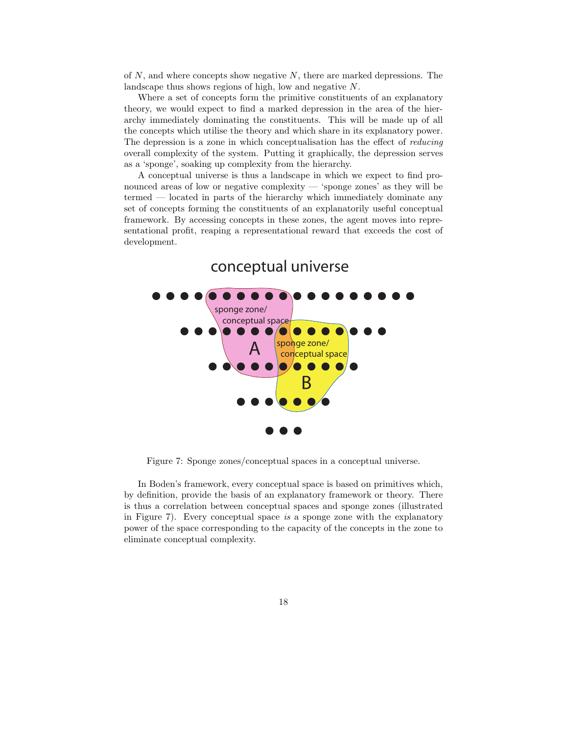of $N$, and where concepts show negative $N$, there are marked depressions. The landscape thus shows regions of high, low and negative $N$.

Where a set of concepts form the primitive constituents of an explanatory theory, we would expect to find a marked depression in the area of the hierarchy immediately dominating the constituents. This will be made up of all the concepts which utilise the theory and which share in its explanatory power. The depression is a zone in which conceptualisation has the effect of *reducing* overall complexity of the system. Putting it graphically, the depression serves as a 'sponge', soaking up complexity from the hierarchy.

A conceptual universe is thus a landscape in which we expect to find pronounced areas of low or negative complexity — 'sponge zones' as they will be termed — located in parts of the hierarchy which immediately dominate any set of concepts forming the constituents of an explanatorily useful conceptual framework. By accessing concepts in these zones, the agent moves into representational profit, reaping a representational reward that exceeds the cost of development.

Figure 7: Sponge zones/conceptual spaces in a conceptual universe.

In Boden's framework, every conceptual space is based on primitives which, by definition, provide the basis of an explanatory framework or theory. There is thus a correlation between conceptual spaces and sponge zones (illustrated in Figure 7). Every conceptual space *is* a sponge zone with the explanatory power of the space corresponding to the capacity of the concepts in the zone to eliminate conceptual complexity.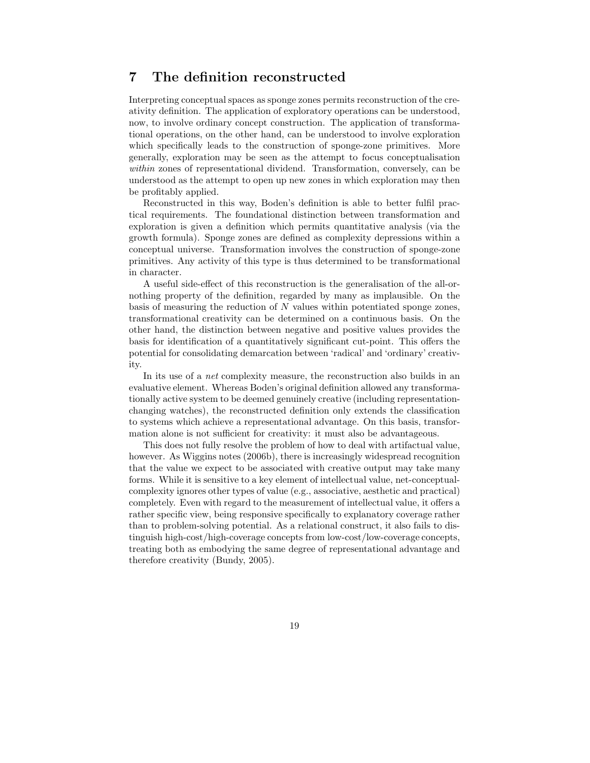# 7 The definition reconstructed

Interpreting conceptual spaces as sponge zones permits reconstruction of the creativity definition. The application of exploratory operations can be understood, now, to involve ordinary concept construction. The application of transformational operations, on the other hand, can be understood to involve exploration which specifically leads to the construction of sponge-zone primitives. More generally, exploration may be seen as the attempt to focus conceptualisation *within* zones of representational dividend. Transformation, conversely, can be understood as the attempt to open up new zones in which exploration may then be profitably applied.

Reconstructed in this way, Boden's definition is able to better fulfil practical requirements. The foundational distinction between transformation and exploration is given a definition which permits quantitative analysis (via the growth formula). Sponge zones are defined as complexity depressions within a conceptual universe. Transformation involves the construction of sponge-zone primitives. Any activity of this type is thus determined to be transformational in character.

A useful side-effect of this reconstruction is the generalisation of the all-or-nothing property of the definition, regarded by many as implausible. On the basis of measuring the reduction of $N$ values within potentiated sponge zones, transformational creativity can be determined on a continuous basis. On the other hand, the distinction between negative and positive values provides the basis for identification of a quantitatively significant cut-point. This offers the potential for consolidating demarcation between 'radical' and 'ordinary' creativity.

In its use of a *net* complexity measure, the reconstruction also builds in an evaluative element. Whereas Boden's original definition allowed any transformationally active system to be deemed genuinely creative (including representation-changing watches), the reconstructed definition only extends the classification to systems which achieve a representational advantage. On this basis, transformation alone is not sufficient for creativity: it must also be advantageous.

This does not fully resolve the problem of how to deal with artifactual value, however. As Wiggins notes (2006b), there is increasingly widespread recognition that the value we expect to be associated with creative output may take many forms. While it is sensitive to a key element of intellectual value, net-conceptual-complexity ignores other types of value (e.g., associative, aesthetic and practical) completely. Even with regard to the measurement of intellectual value, it offers a rather specific view, being responsive specifically to explanatory coverage rather than to problem-solving potential. As a relational construct, it also fails to distinguish high-cost/high-coverage concepts from low-cost/low-coverage concepts, treating both as embodying the same degree of representational advantage and therefore creativity (Bundy, 2005).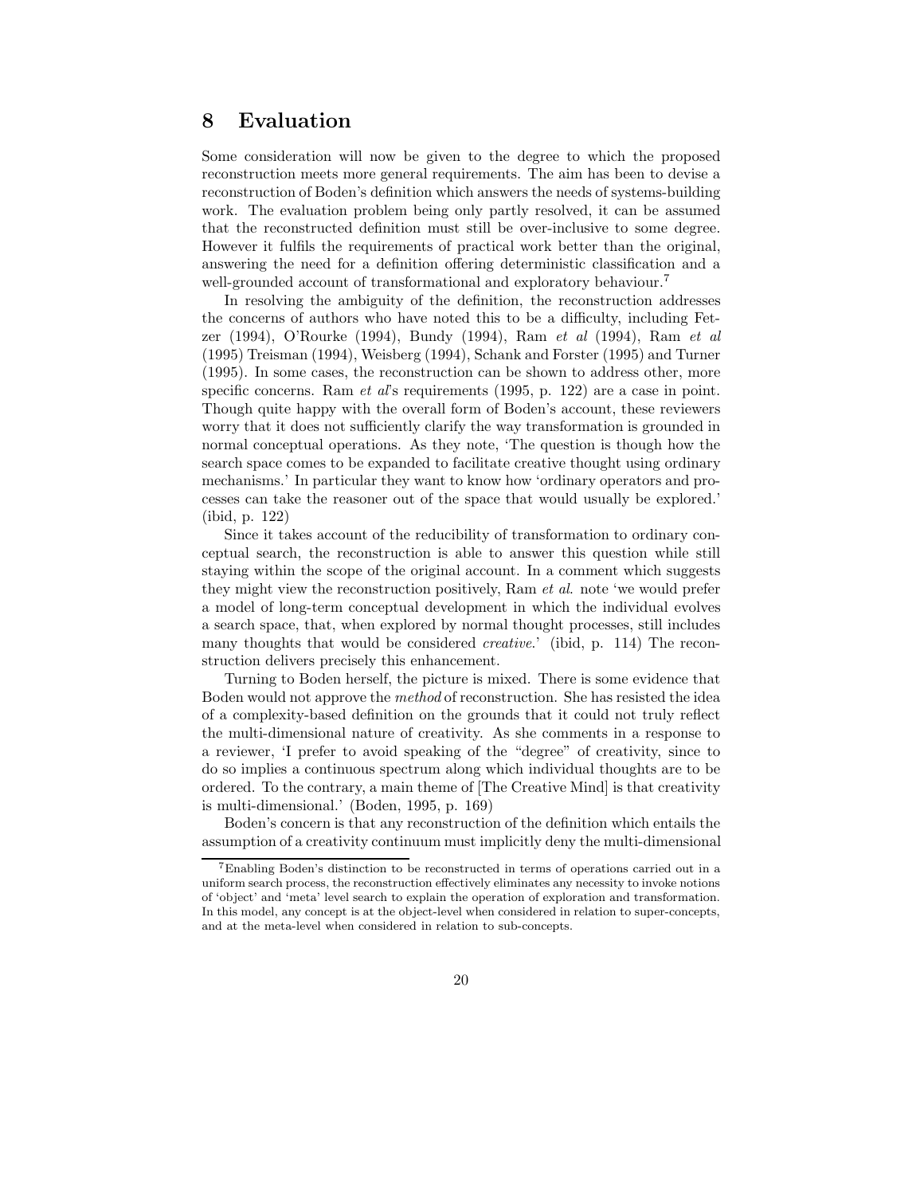## 8 Evaluation

Some consideration will now be given to the degree to which the proposed reconstruction meets more general requirements. The aim has been to devise a reconstruction of Boden's definition which answers the needs of systems-building work. The evaluation problem being only partly resolved, it can be assumed that the reconstructed definition must still be over-inclusive to some degree. However it fulfils the requirements of practical work better than the original, answering the need for a definition offering deterministic classification and a well-grounded account of transformational and exploratory behaviour.[7]

In resolving the ambiguity of the definition, the reconstruction addresses the concerns of authors who have noted this to be a difficulty, including Fetzer (1994), O'Rourke (1994), Bundy (1994), Ram *et al* (1994), Ram *et al* (1995) Treisman (1994), Weisberg (1994), Schank and Forster (1995) and Turner (1995). In some cases, the reconstruction can be shown to address other, more specific concerns. Ram *et al*'s requirements (1995, p. 122) are a case in point. Though quite happy with the overall form of Boden's account, these reviewers worry that it does not sufficiently clarify the way transformation is grounded in normal conceptual operations. As they note, 'The question is though how the search space comes to be expanded to facilitate creative thought using ordinary mechanisms.' In particular they want to know how 'ordinary operators and processes can take the reasoner out of the space that would usually be explored.' (ibid, p. 122)

Since it takes account of the reducibility of transformation to ordinary conceptual search, the reconstruction is able to answer this question while still staying within the scope of the original account. In a comment which suggests they might view the reconstruction positively, Ram *et al.* note 'we would prefer a model of long-term conceptual development in which the individual evolves a search space, that, when explored by normal thought processes, still includes many thoughts that would be considered *creative*.' (ibid, p. 114) The reconstruction delivers precisely this enhancement.

Turning to Boden herself, the picture is mixed. There is some evidence that Boden would not approve the *method* of reconstruction. She has resisted the idea of a complexity-based definition on the grounds that it could not truly reflect the multi-dimensional nature of creativity. As she comments in a response to a reviewer, 'I prefer to avoid speaking of the "degree" of creativity, since to do so implies a continuous spectrum along which individual thoughts are to be ordered. To the contrary, a main theme of [The Creative Mind] is that creativity is multi-dimensional.' (Boden, 1995, p. 169)

Boden's concern is that any reconstruction of the definition which entails the assumption of a creativity continuum must implicitly deny the multi-dimensional

---

[7] Enabling Boden's distinction to be reconstructed in terms of operations carried out in a uniform search process, the reconstruction effectively eliminates any necessity to invoke notions of 'object' and 'meta' level search to explain the operation of exploration and transformation. In this model, any concept is at the object-level when considered in relation to super-concepts, and at the meta-level when considered in relation to sub-concepts.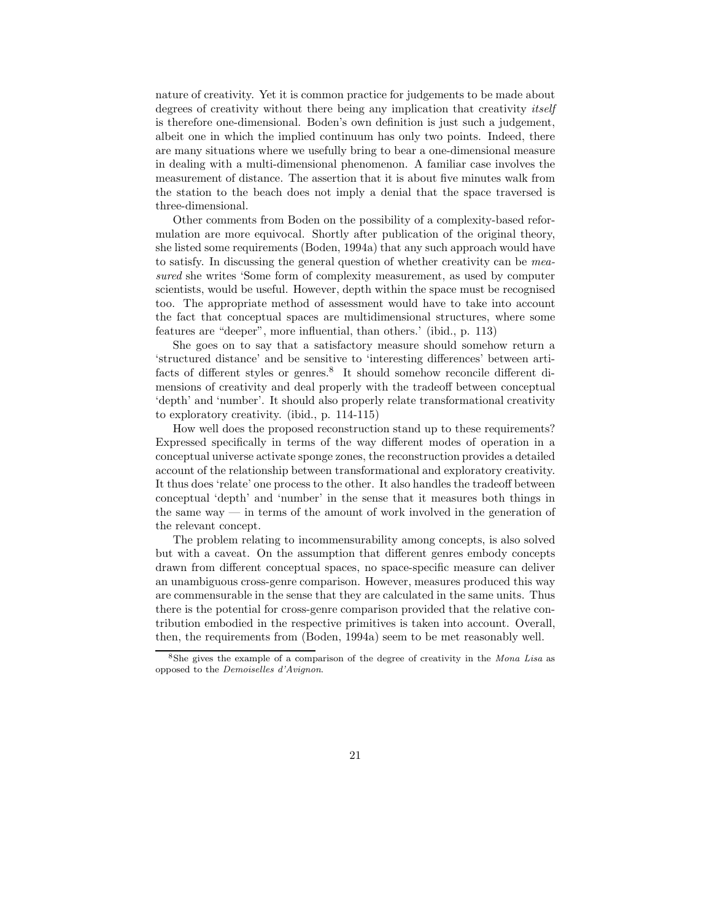nature of creativity. Yet it is common practice for judgements to be made about degrees of creativity without there being any implication that creativity *itself* is therefore one-dimensional. Boden's own definition is just such a judgement, albeit one in which the implied continuum has only two points. Indeed, there are many situations where we usefully bring to bear a one-dimensional measure in dealing with a multi-dimensional phenomenon. A familiar case involves the measurement of distance. The assertion that it is about five minutes walk from the station to the beach does not imply a denial that the space traversed is three-dimensional.

Other comments from Boden on the possibility of a complexity-based reformulation are more equivocal. Shortly after publication of the original theory, she listed some requirements (Boden, 1994a) that any such approach would have to satisfy. In discussing the general question of whether creativity can be *measured* she writes 'Some form of complexity measurement, as used by computer scientists, would be useful. However, depth within the space must be recognised too. The appropriate method of assessment would have to take into account the fact that conceptual spaces are multidimensional structures, where some features are "deeper", more influential, than others.' (ibid., p. 113)

She goes on to say that a satisfactory measure should somehow return a 'structured distance' and be sensitive to 'interesting differences' between artifacts of different styles or genres.[8] It should somehow reconcile different dimensions of creativity and deal properly with the tradeoff between conceptual 'depth' and 'number'. It should also properly relate transformational creativity to exploratory creativity. (ibid., p. 114-115)

How well does the proposed reconstruction stand up to these requirements? Expressed specifically in terms of the way different modes of operation in a conceptual universe activate sponge zones, the reconstruction provides a detailed account of the relationship between transformational and exploratory creativity. It thus does 'relate' one process to the other. It also handles the tradeoff between conceptual 'depth' and 'number' in the sense that it measures both things in the same way — in terms of the amount of work involved in the generation of the relevant concept.

The problem relating to incommensurability among concepts, is also solved but with a caveat. On the assumption that different genres embody concepts drawn from different conceptual spaces, no space-specific measure can deliver an unambiguous cross-genre comparison. However, measures produced this way are commensurable in the sense that they are calculated in the same units. Thus there is the potential for cross-genre comparison provided that the relative contribution embodied in the respective primitives is taken into account. Overall, then, the requirements from (Boden, 1994a) seem to be met reasonably well.

[8] She gives the example of a comparison of the degree of creativity in the *Mona Lisa* as opposed to the *Demoiselles d'Avignon*.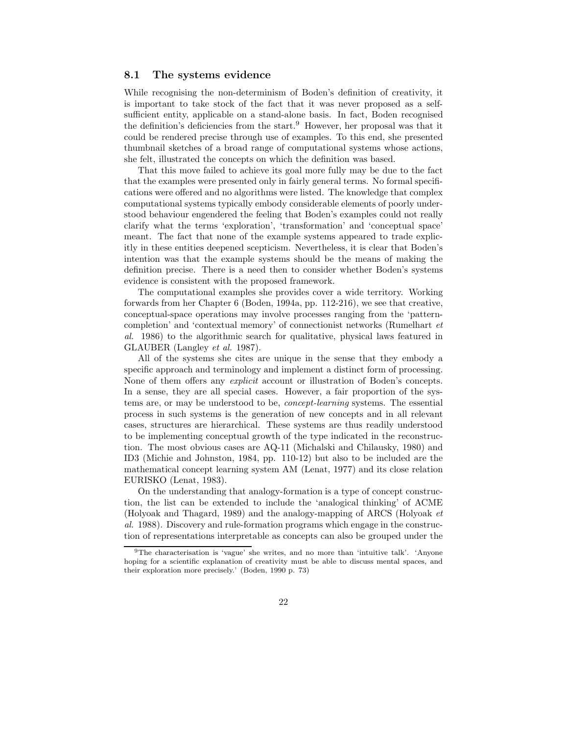### 8.1 The systems evidence

While recognising the non-determinism of Boden's definition of creativity, it is important to take stock of the fact that it was never proposed as a self-sufficient entity, applicable on a stand-alone basis. In fact, Boden recognised the definition's deficiencies from the start.[9] However, her proposal was that it could be rendered precise through use of examples. To this end, she presented thumbnail sketches of a broad range of computational systems whose actions, she felt, illustrated the concepts on which the definition was based.

That this move failed to achieve its goal more fully may be due to the fact that the examples were presented only in fairly general terms. No formal specifications were offered and no algorithms were listed. The knowledge that complex computational systems typically embody considerable elements of poorly understood behaviour engendered the feeling that Boden's examples could not really clarify what the terms 'exploration', 'transformation' and 'conceptual space' meant. The fact that none of the example systems appeared to trade explicitly in these entities deepened scepticism. Nevertheless, it is clear that Boden's intention was that the example systems should be the means of making the definition precise. There is a need then to consider whether Boden's systems evidence is consistent with the proposed framework.

The computational examples she provides cover a wide territory. Working forwards from her Chapter 6 (Boden, 1994a, pp. 112-216), we see that creative, conceptual-space operations may involve processes ranging from the 'pattern-completion' and 'contextual memory' of connectionist networks (Rumelhart *et al.* 1986) to the algorithmic search for qualitative, physical laws featured in GLAUBER (Langley *et al.* 1987).

All of the systems she cites are unique in the sense that they embody a specific approach and terminology and implement a distinct form of processing. None of them offers any *explicit* account or illustration of Boden's concepts. In a sense, they are all special cases. However, a fair proportion of the systems are, or may be understood to be, *concept-learning* systems. The essential process in such systems is the generation of new concepts and in all relevant cases, structures are hierarchical. These systems are thus readily understood to be implementing conceptual growth of the type indicated in the reconstruction. The most obvious cases are AQ-11 (Michalski and Chilausky, 1980) and ID3 (Michie and Johnston, 1984, pp. 110-12) but also to be included are the mathematical concept learning system AM (Lenat, 1977) and its close relation EURISKO (Lenat, 1983).

On the understanding that analogy-formation is a type of concept construction, the list can be extended to include the 'analogical thinking' of ACME (Holyoak and Thagard, 1989) and the analogy-mapping of ARCS (Holyoak *et al.* 1988). Discovery and rule-formation programs which engage in the construction of representations interpretable as concepts can also be grouped under the

[9] The characterisation is 'vague' she writes, and no more than 'intuitive talk'. 'Anyone hoping for a scientific explanation of creativity must be able to discuss mental spaces, and their exploration more precisely.' (Boden, 1990 p. 73)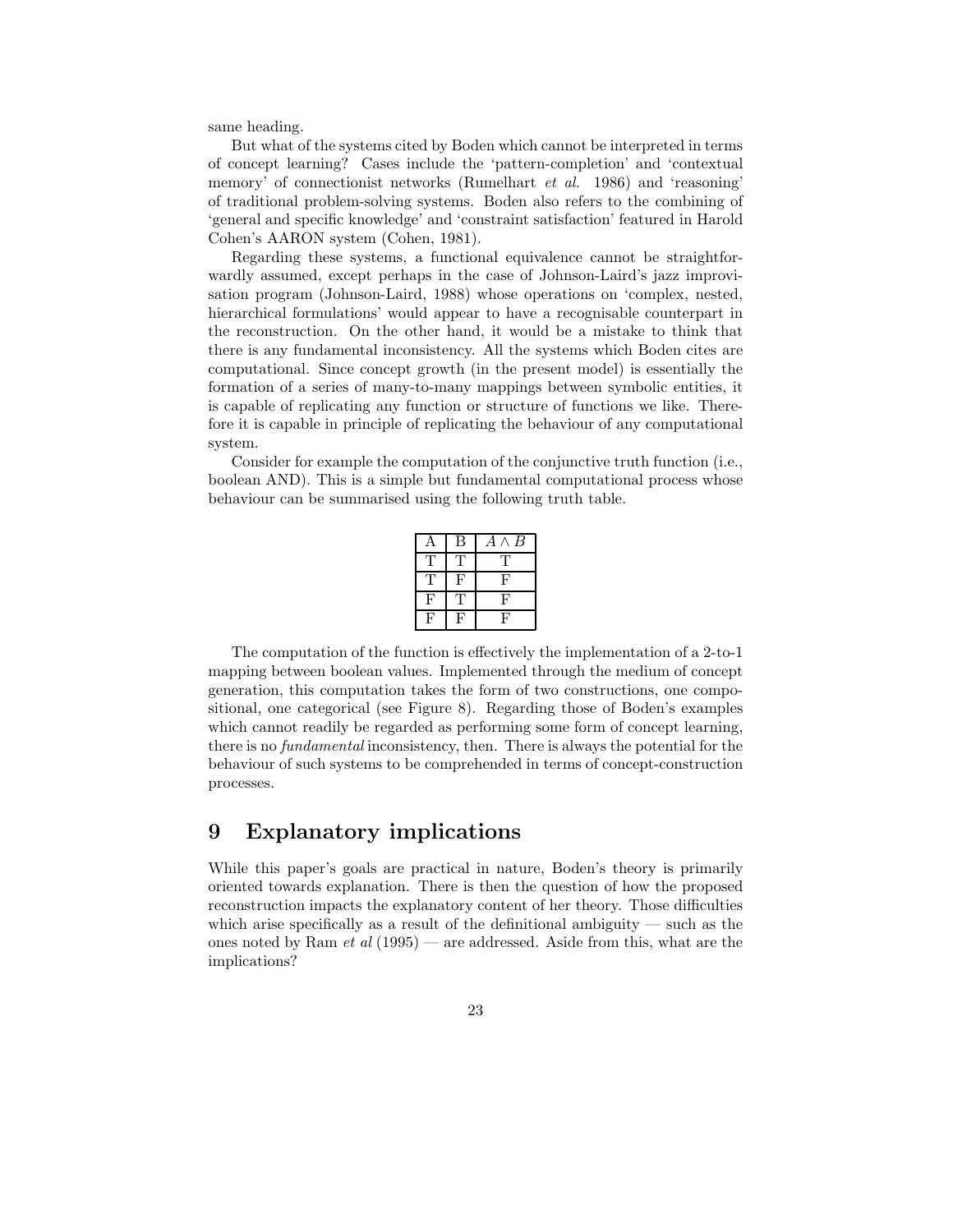same heading.

But what of the systems cited by Boden which cannot be interpreted in terms of concept learning? Cases include the 'pattern-completion' and 'contextual memory' of connectionist networks (Rumelhart *et al.* 1986) and 'reasoning' of traditional problem-solving systems. Boden also refers to the combining of 'general and specific knowledge' and 'constraint satisfaction' featured in Harold Cohen's AARON system (Cohen, 1981).

Regarding these systems, a functional equivalence cannot be straightforwardly assumed, except perhaps in the case of Johnson-Laird's jazz improvisation program (Johnson-Laird, 1988) whose operations on 'complex, nested, hierarchical formulations' would appear to have a recognisable counterpart in the reconstruction. On the other hand, it would be a mistake to think that there is any fundamental inconsistency. All the systems which Boden cites are computational. Since concept growth (in the present model) is essentially the formation of a series of many-to-many mappings between symbolic entities, it is capable of replicating any function or structure of functions we like. Therefore it is capable in principle of replicating the behaviour of any computational system.

Consider for example the computation of the conjunctive truth function (i.e., boolean AND). This is a simple but fundamental computational process whose behaviour can be summarised using the following truth table.

| A | B | $A \wedge B$ |
|---|---|---|
| T | T | T |
| T | F | F |
| F | T | F |
| F | F | F |

The computation of the function is effectively the implementation of a 2-to-1 mapping between boolean values. Implemented through the medium of concept generation, this computation takes the form of two constructions, one compositional, one categorical (see Figure 8). Regarding those of Boden's examples which cannot readily be regarded as performing some form of concept learning, there is no *fundamental* inconsistency, then. There is always the potential for the behaviour of such systems to be comprehended in terms of concept-construction processes.

## 9 Explanatory implications

While this paper's goals are practical in nature, Boden's theory is primarily oriented towards explanation. There is then the question of how the proposed reconstruction impacts the explanatory content of her theory. Those difficulties which arise specifically as a result of the definitional ambiguity — such as the ones noted by Ram *et al* (1995) — are addressed. Aside from this, what are the implications?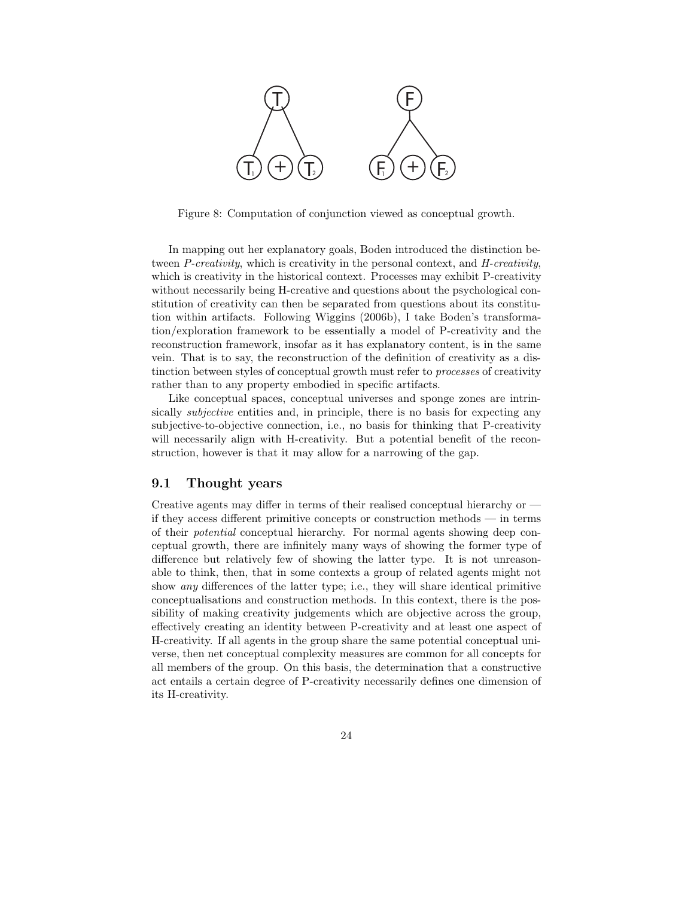Figure 8: Computation of conjunction viewed as conceptual growth.

In mapping out her explanatory goals, Boden introduced the distinction between *P-creativity*, which is creativity in the personal context, and *H-creativity*, which is creativity in the historical context. Processes may exhibit P-creativity without necessarily being H-creative and questions about the psychological constitution of creativity can then be separated from questions about its constitution within artifacts. Following Wiggins (2006b), I take Boden's transformation/exploration framework to be essentially a model of P-creativity and the reconstruction framework, insofar as it has explanatory content, is in the same vein. That is to say, the reconstruction of the definition of creativity as a distinction between styles of conceptual growth must refer to *processes* of creativity rather than to any property embodied in specific artifacts.

Like conceptual spaces, conceptual universes and sponge zones are intrinsically *subjective* entities and, in principle, there is no basis for expecting any subjective-to-objective connection, i.e., no basis for thinking that P-creativity will necessarily align with H-creativity. But a potential benefit of the reconstruction, however is that it may allow for a narrowing of the gap.

## 9.1 Thought years

Creative agents may differ in terms of their realised conceptual hierarchy or — if they access different primitive concepts or construction methods — in terms of their *potential* conceptual hierarchy. For normal agents showing deep conceptual growth, there are infinitely many ways of showing the former type of difference but relatively few of showing the latter type. It is not unreasonable to think, then, that in some contexts a group of related agents might not show *any* differences of the latter type; i.e., they will share identical primitive conceptualisations and construction methods. In this context, there is the possibility of making creativity judgements which are objective across the group, effectively creating an identity between P-creativity and at least one aspect of H-creativity. If all agents in the group share the same potential conceptual universe, then net conceptual complexity measures are common for all concepts for all members of the group. On this basis, the determination that a constructive act entails a certain degree of P-creativity necessarily defines one dimension of its H-creativity.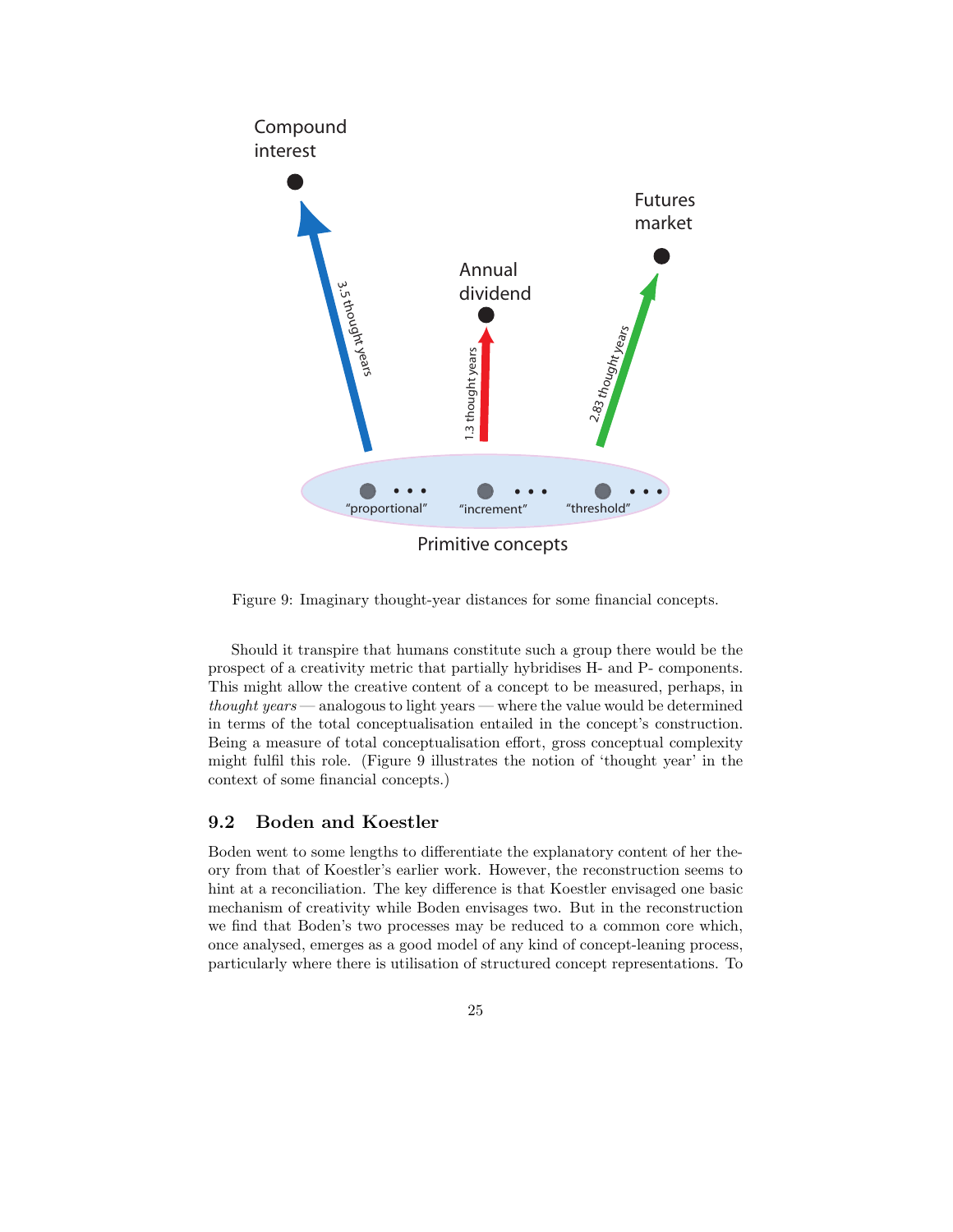Figure 9: Imaginary thought-year distances for some financial concepts.

Should it transpire that humans constitute such a group there would be the prospect of a creativity metric that partially hybridises H- and P- components. This might allow the creative content of a concept to be measured, perhaps, in *thought years* — analogous to light years — where the value would be determined in terms of the total conceptualisation entailed in the concept's construction. Being a measure of total conceptualisation effort, gross conceptual complexity might fulfil this role. (Figure 9 illustrates the notion of 'thought year' in the context of some financial concepts.)

### 9.2 Boden and Koestler

Boden went to some lengths to differentiate the explanatory content of her theory from that of Koestler's earlier work. However, the reconstruction seems to hint at a reconciliation. The key difference is that Koestler envisaged one basic mechanism of creativity while Boden envisages two. But in the reconstruction we find that Boden's two processes may be reduced to a common core which, once analysed, emerges as a good model of any kind of concept-leaning process, particularly where there is utilisation of structured concept representations. To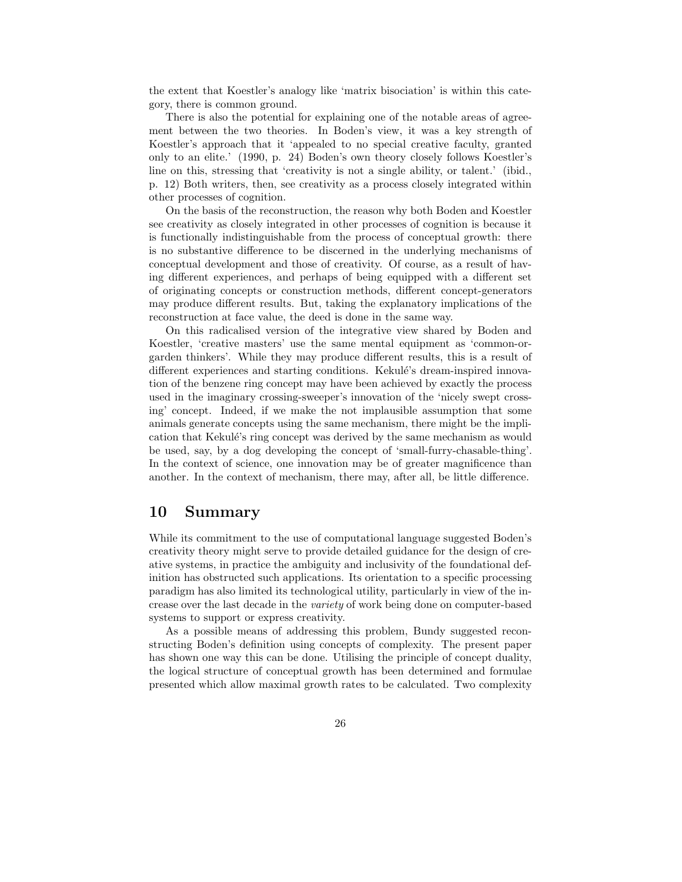the extent that Koestler's analogy like 'matrix bisociation' is within this category, there is common ground.

There is also the potential for explaining one of the notable areas of agreement between the two theories. In Boden's view, it was a key strength of Koestler's approach that it 'appealed to no special creative faculty, granted only to an elite.' (1990, p. 24) Boden's own theory closely follows Koestler's line on this, stressing that 'creativity is not a single ability, or talent.' (ibid., p. 12) Both writers, then, see creativity as a process closely integrated within other processes of cognition.

On the basis of the reconstruction, the reason why both Boden and Koestler see creativity as closely integrated in other processes of cognition is because it is functionally indistinguishable from the process of conceptual growth: there is no substantive difference to be discerned in the underlying mechanisms of conceptual development and those of creativity. Of course, as a result of having different experiences, and perhaps of being equipped with a different set of originating concepts or construction methods, different concept-generators may produce different results. But, taking the explanatory implications of the reconstruction at face value, the deed is done in the same way.

On this radicalised version of the integrative view shared by Boden and Koestler, 'creative masters' use the same mental equipment as 'common-or-garden thinkers'. While they may produce different results, this is a result of different experiences and starting conditions. Kekulé's dream-inspired innovation of the benzene ring concept may have been achieved by exactly the process used in the imaginary crossing-sweeper's innovation of the 'nicely swept crossing' concept. Indeed, if we make the not implausible assumption that some animals generate concepts using the same mechanism, there might be the implication that Kekulé's ring concept was derived by the same mechanism as would be used, say, by a dog developing the concept of 'small-furry-chasable-thing'. In the context of science, one innovation may be of greater magnificence than another. In the context of mechanism, there may, after all, be little difference.

# 10 Summary

While its commitment to the use of computational language suggested Boden's creativity theory might serve to provide detailed guidance for the design of creative systems, in practice the ambiguity and inclusivity of the foundational definition has obstructed such applications. Its orientation to a specific processing paradigm has also limited its technological utility, particularly in view of the increase over the last decade in the *variety* of work being done on computer-based systems to support or express creativity.

As a possible means of addressing this problem, Bundy suggested reconstructing Boden's definition using concepts of complexity. The present paper has shown one way this can be done. Utilising the principle of concept duality, the logical structure of conceptual growth has been determined and formulae presented which allow maximal growth rates to be calculated. Two complexity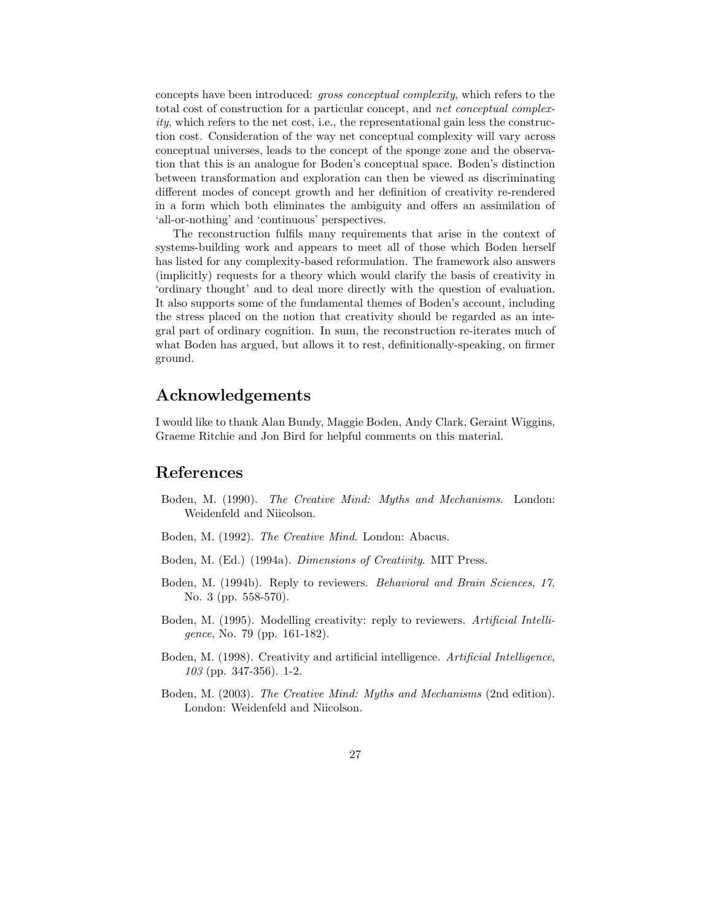concepts have been introduced: *gross conceptual complexity*, which refers to the total cost of construction for a particular concept, and *net conceptual complexity*, which refers to the net cost, i.e., the representational gain less the construction cost. Consideration of the way net conceptual complexity will vary across conceptual universes, leads to the concept of the sponge zone and the observation that this is an analogue for Boden's conceptual space. Boden's distinction between transformation and exploration can then be viewed as discriminating different modes of concept growth and her definition of creativity re-rendered in a form which both eliminates the ambiguity and offers an assimilation of 'all-or-nothing' and 'continuous' perspectives.

The reconstruction fulfils many requirements that arise in the context of systems-building work and appears to meet all of those which Boden herself has listed for any complexity-based reformulation. The framework also answers (implicitly) requests for a theory which would clarify the basis of creativity in 'ordinary thought' and to deal more directly with the question of evaluation. It also supports some of the fundamental themes of Boden's account, including the stress placed on the notion that creativity should be regarded as an integral part of ordinary cognition. In sum, the reconstruction re-iterates much of what Boden has argued, but allows it to rest, definitionally-speaking, on firmer ground.

## Acknowledgements

I would like to thank Alan Bundy, Maggie Boden, Andy Clark, Geraint Wiggins, Graeme Ritchie and Jon Bird for helpful comments on this material.

## References

Boden, M. (1990). *The Creative Mind: Myths and Mechanisms*. London: Weidenfeld and Niicolson.

Boden, M. (1992). *The Creative Mind*. London: Abacus.

Boden, M. (Ed.) (1994a). *Dimensions of Creativity*. MIT Press.

Boden, M. (1994b). Reply to reviewers. *Behavioral and Brain Sciences*, *17*, No. 3 (pp. 558-570).

Boden, M. (1995). Modelling creativity: reply to reviewers. *Artificial Intelligence*, No. 79 (pp. 161-182).

Boden, M. (1998). Creativity and artificial intelligence. *Artificial Intelligence*, *103* (pp. 347-356). 1-2.

Boden, M. (2003). *The Creative Mind: Myths and Mechanisms* (2nd edition). London: Weidenfeld and Niicolson.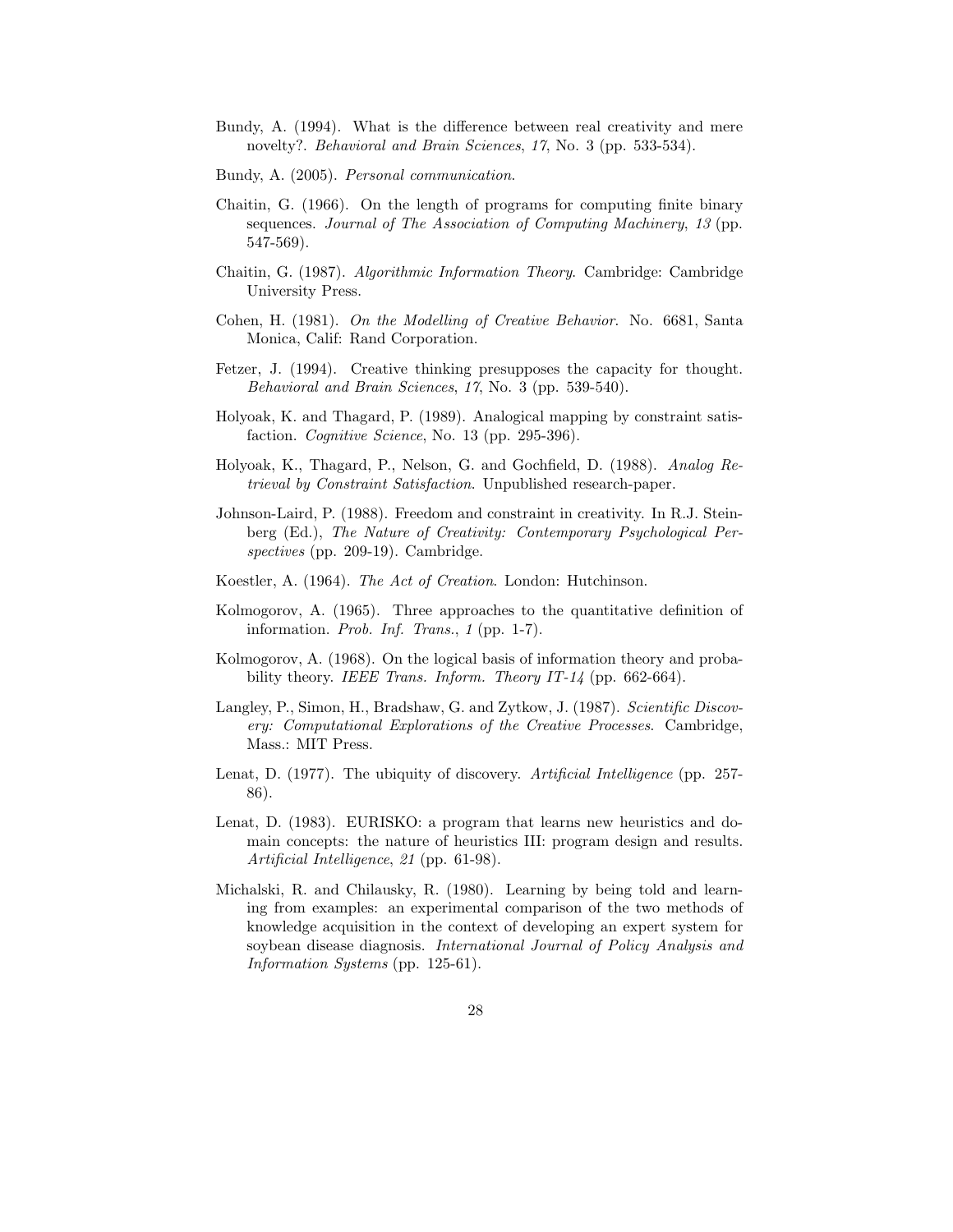Bundy, A. (1994). What is the difference between real creativity and mere novelty?. *Behavioral and Brain Sciences*, *17*, No. 3 (pp. 533-534).

Bundy, A. (2005). *Personal communication*.

Chaitin, G. (1966). On the length of programs for computing finite binary sequences. *Journal of The Association of Computing Machinery*, *13* (pp. 547-569).

Chaitin, G. (1987). *Algorithmic Information Theory*. Cambridge: Cambridge University Press.

Cohen, H. (1981). *On the Modelling of Creative Behavior*. No. 6681, Santa Monica, Calif: Rand Corporation.

Fetzer, J. (1994). Creative thinking presupposes the capacity for thought. *Behavioral and Brain Sciences*, *17*, No. 3 (pp. 539-540).

Holyoak, K. and Thagard, P. (1989). Analogical mapping by constraint satisfaction. *Cognitive Science*, No. 13 (pp. 295-396).

Holyoak, K., Thagard, P., Nelson, G. and Gochfield, D. (1988). *Analog Retrieval by Constraint Satisfaction*. Unpublished research-paper.

Johnson-Laird, P. (1988). Freedom and constraint in creativity. In R.J. Steinberg (Ed.), *The Nature of Creativity: Contemporary Psychological Perspectives* (pp. 209-19). Cambridge.

Koestler, A. (1964). *The Act of Creation*. London: Hutchinson.

Kolmogorov, A. (1965). Three approaches to the quantitative definition of information. *Prob. Inf. Trans.*, *1* (pp. 1-7).

Kolmogorov, A. (1968). On the logical basis of information theory and probability theory. *IEEE Trans. Inform. Theory IT-14* (pp. 662-664).

Langley, P., Simon, H., Bradshaw, G. and Zytkow, J. (1987). *Scientific Discovery: Computational Explorations of the Creative Processes*. Cambridge, Mass.: MIT Press.

Lenat, D. (1977). The ubiquity of discovery. *Artificial Intelligence* (pp. 257-86).

Lenat, D. (1983). EURISKO: a program that learns new heuristics and domain concepts: the nature of heuristics III: program design and results. *Artificial Intelligence*, *21* (pp. 61-98).

Michalski, R. and Chilausky, R. (1980). Learning by being told and learning from examples: an experimental comparison of the two methods of knowledge acquisition in the context of developing an expert system for soybean disease diagnosis. *International Journal of Policy Analysis and Information Systems* (pp. 125-61).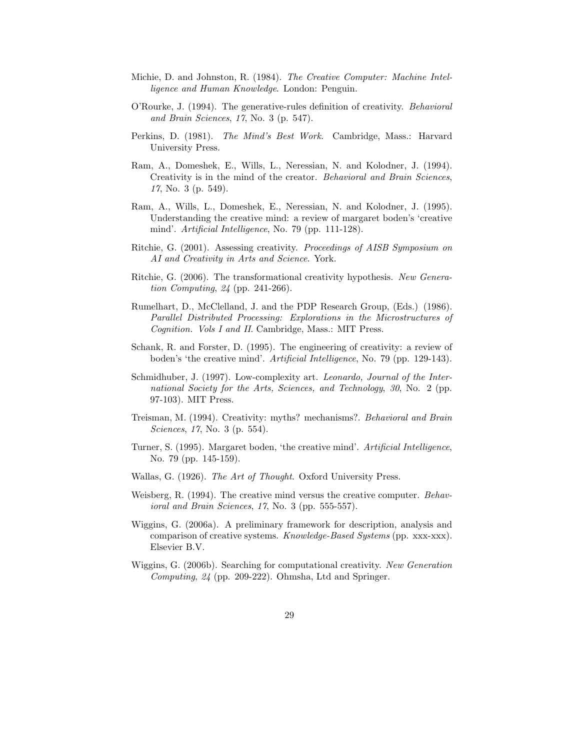Michie, D. and Johnston, R. (1984). *The Creative Computer: Machine Intelligence and Human Knowledge*. London: Penguin.

O'Rourke, J. (1994). The generative-rules definition of creativity. *Behavioral and Brain Sciences*, *17*, No. 3 (p. 547).

Perkins, D. (1981). *The Mind's Best Work*. Cambridge, Mass.: Harvard University Press.

Ram, A., Domeshek, E., Wills, L., Neressian, N. and Kolodner, J. (1994). Creativity is in the mind of the creator. *Behavioral and Brain Sciences*, *17*, No. 3 (p. 549).

Ram, A., Wills, L., Domeshek, E., Neressian, N. and Kolodner, J. (1995). Understanding the creative mind: a review of margaret boden's 'creative mind'. *Artificial Intelligence*, No. 79 (pp. 111-128).

Ritchie, G. (2001). Assessing creativity. *Proceedings of AISB Symposium on AI and Creativity in Arts and Science*. York.

Ritchie, G. (2006). The transformational creativity hypothesis. *New Generation Computing*, *24* (pp. 241-266).

Rumelhart, D., McClelland, J. and the PDP Research Group, (Eds.) (1986). *Parallel Distributed Processing: Explorations in the Microstructures of Cognition. Vols I and II*. Cambridge, Mass.: MIT Press.

Schank, R. and Forster, D. (1995). The engineering of creativity: a review of boden's 'the creative mind'. *Artificial Intelligence*, No. 79 (pp. 129-143).

Schmidhuber, J. (1997). Low-complexity art. *Leonardo, Journal of the International Society for the Arts, Sciences, and Technology*, *30*, No. 2 (pp. 97-103). MIT Press.

Treisman, M. (1994). Creativity: myths? mechanisms?. *Behavioral and Brain Sciences*, *17*, No. 3 (p. 554).

Turner, S. (1995). Margaret boden, 'the creative mind'. *Artificial Intelligence*, No. 79 (pp. 145-159).

Wallas, G. (1926). *The Art of Thought*. Oxford University Press.

Weisberg, R. (1994). The creative mind versus the creative computer. *Behavioral and Brain Sciences*, *17*, No. 3 (pp. 555-557).

Wiggins, G. (2006a). A preliminary framework for description, analysis and comparison of creative systems. *Knowledge-Based Systems* (pp. xxx-xxx). Elsevier B.V.

Wiggins, G. (2006b). Searching for computational creativity. *New Generation Computing*, *24* (pp. 209-222). Ohmsha, Ltd and Springer.